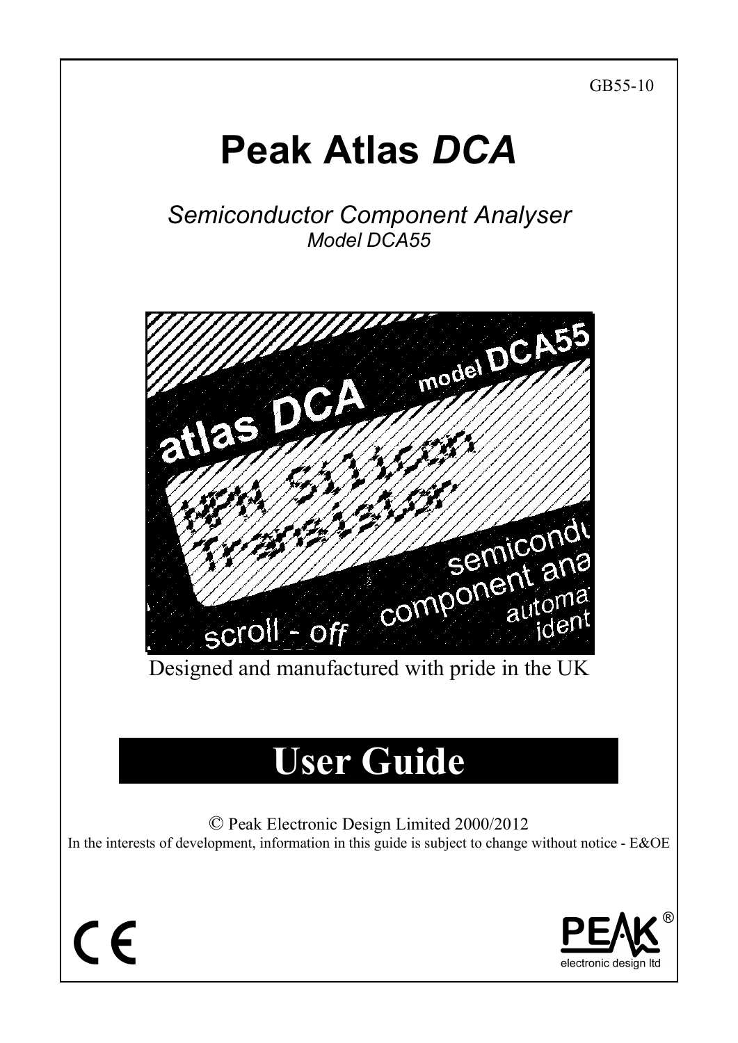GB55-10

# Peak Atlas *DCA*

*Semiconductor Component Analyser*

*Model DCA55*

Designed and manufactured with pride in the UK

# User Guide

© Peak Electronic Design Limited 2000/2012

In the interests of development, information in this guide is subject to change without notice - E&OE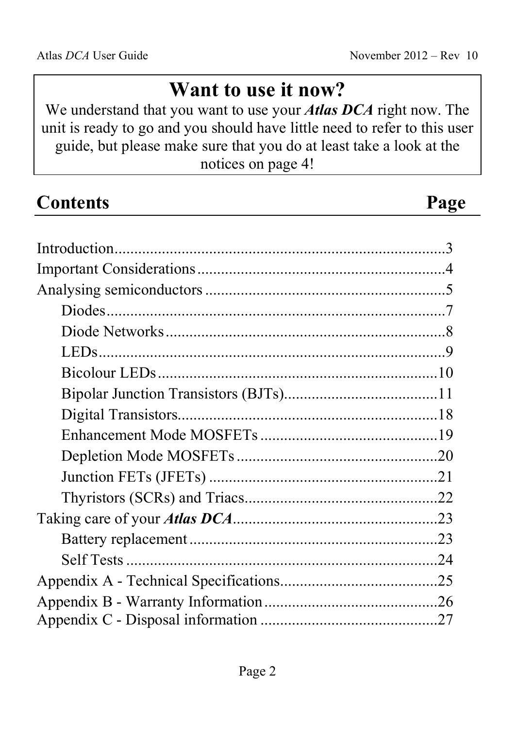## Want to use it now?

We understand that you want to use your ***Atlas DCA*** right now. The unit is ready to go and you should have little need to refer to this user guide, but please make sure that you do at least take a look at the notices on page 4!

## Contents

| Contents | Page |
|---|---|
| Introduction | 3 |
| Important Considerations | 4 |
| Analysing semiconductors | 5 |
| Diodes | 7 |
| Diode Networks | 8 |
| LEDs | 9 |
| Bicolour LEDs | 10 |
| Bipolar Junction Transistors (BJTs) | 11 |
| Digital Transistors | 18 |
| Enhancement Mode MOSFETs | 19 |
| Depletion Mode MOSFETs | 20 |
| Junction FETs (JFETs) | 21 |
| Thyristors (SCRs) and Triacs | 22 |
| Taking care of your ***Atlas DCA*** | 23 |
| Battery replacement | 23 |
| Self Tests | 24 |
| Appendix A - Technical Specifications | 25 |
| Appendix B - Warranty Information | 26 |
| Appendix C - Disposal information | 27 |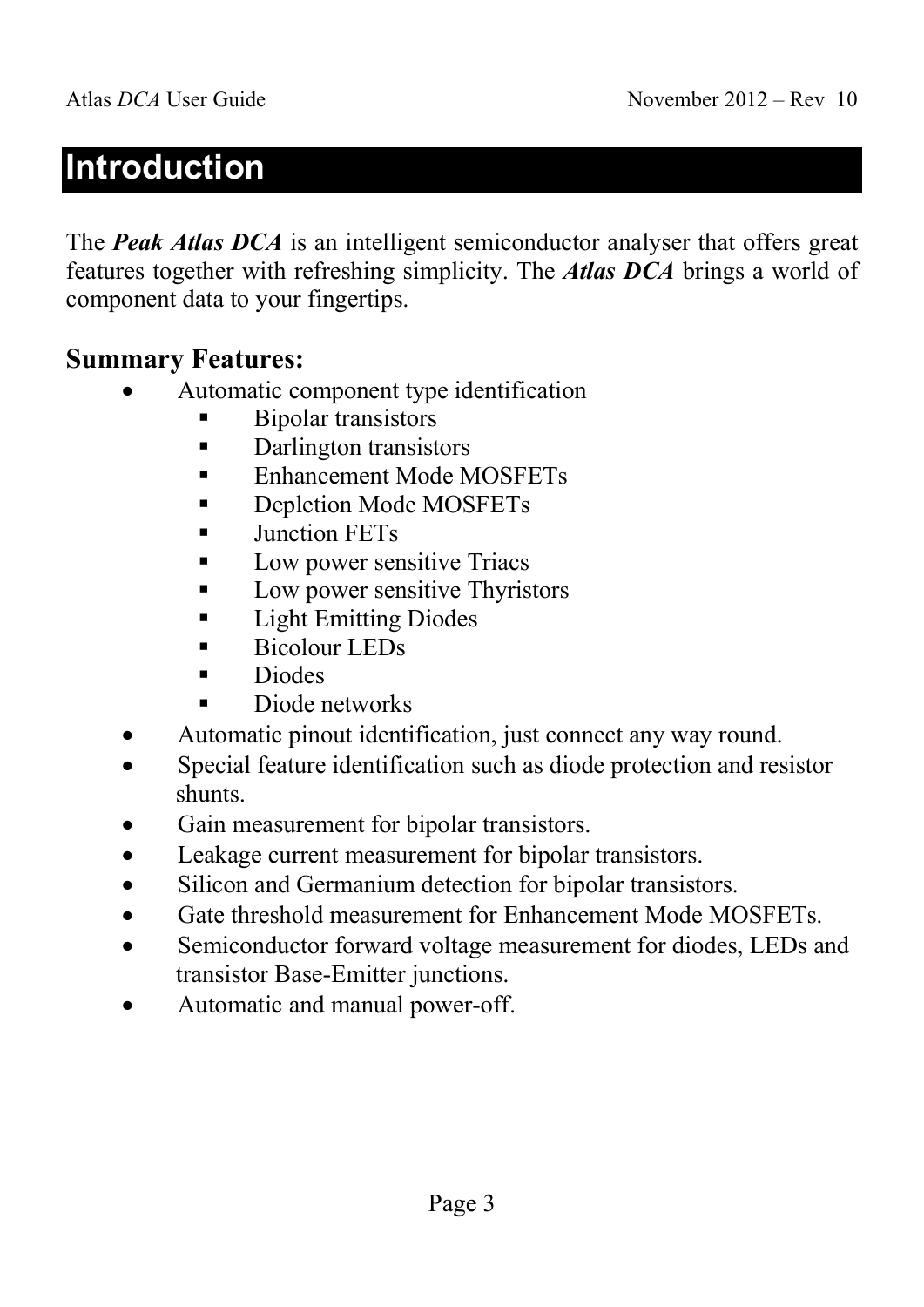# Introduction

The ***Peak Atlas DCA*** is an intelligent semiconductor analyser that offers great features together with refreshing simplicity. The ***Atlas DCA*** brings a world of component data to your fingertips.

## Summary Features:

- Automatic component type identification
  - Bipolar transistors
  - Darlington transistors
  - Enhancement Mode MOSFETs
  - Depletion Mode MOSFETs
  - Junction FETs
  - Low power sensitive Triacs
  - Low power sensitive Thyristors
  - Light Emitting Diodes
  - Bicolour LEDs
  - Diodes
  - Diode networks
- Automatic pinout identification, just connect any way round.
- Special feature identification such as diode protection and resistor shunts.
- Gain measurement for bipolar transistors.
- Leakage current measurement for bipolar transistors.
- Silicon and Germanium detection for bipolar transistors.
- Gate threshold measurement for Enhancement Mode MOSFETs.
- Semiconductor forward voltage measurement for diodes, LEDs and transistor Base-Emitter junctions.
- Automatic and manual power-off.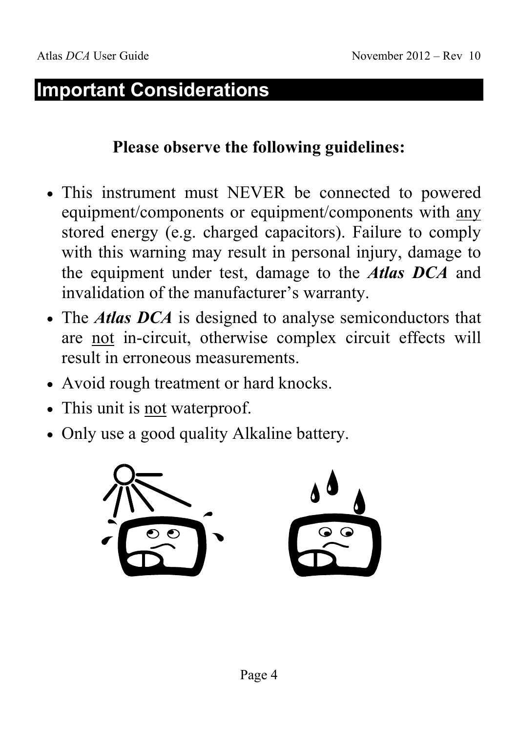# Important Considerations

## Please observe the following guidelines:

- This instrument must NEVER be connected to powered equipment/components or equipment/components with <u>any</u> stored energy (e.g. charged capacitors). Failure to comply with this warning may result in personal injury, damage to the equipment under test, damage to the ***Atlas DCA*** and invalidation of the manufacturer's warranty.
- The ***Atlas DCA*** is designed to analyse semiconductors that are <u>not</u> in-circuit, otherwise complex circuit effects will result in erroneous measurements.
- Avoid rough treatment or hard knocks.
- This unit is <u>not</u> waterproof.
- Only use a good quality Alkaline battery.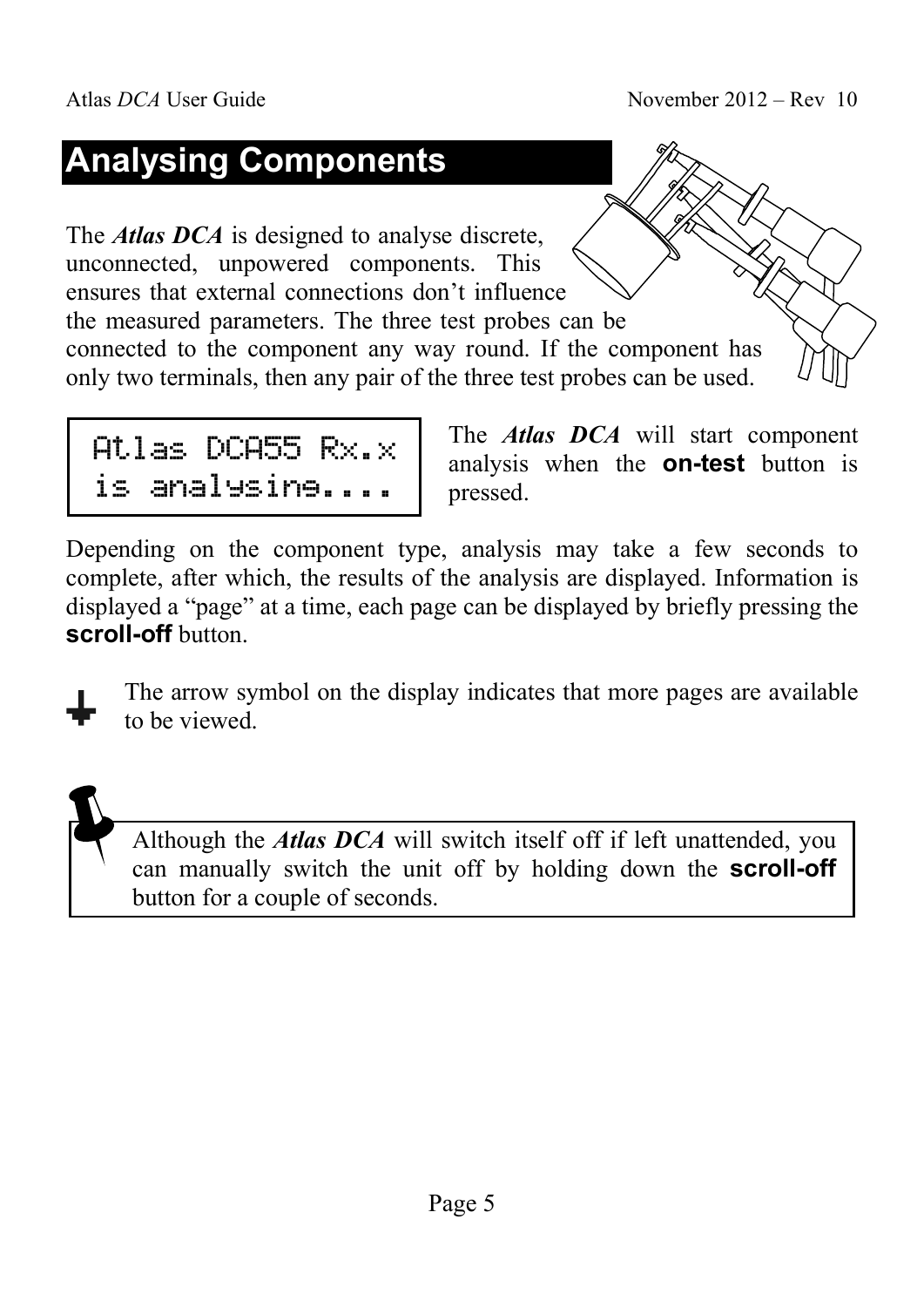# Analysing Components

The ***Atlas DCA*** is designed to analyse discrete, unconnected, unpowered components. This ensures that external connections don't influence the measured parameters. The three test probes can be connected to the component any way round. If the component has only two terminals, then any pair of the three test probes can be used.

```
Atlas DCA55 Rx.x
is analysing....
```

The ***Atlas DCA*** will start component analysis when the **on-test** button is pressed.

Depending on the component type, analysis may take a few seconds to complete, after which, the results of the analysis are displayed. Information is displayed a "page" at a time, each page can be displayed by briefly pressing the **scroll-off** button.

The arrow symbol on the display indicates that more pages are available to be viewed.

> Although the ***Atlas DCA*** will switch itself off if left unattended, you can manually switch the unit off by holding down the **scroll-off** button for a couple of seconds.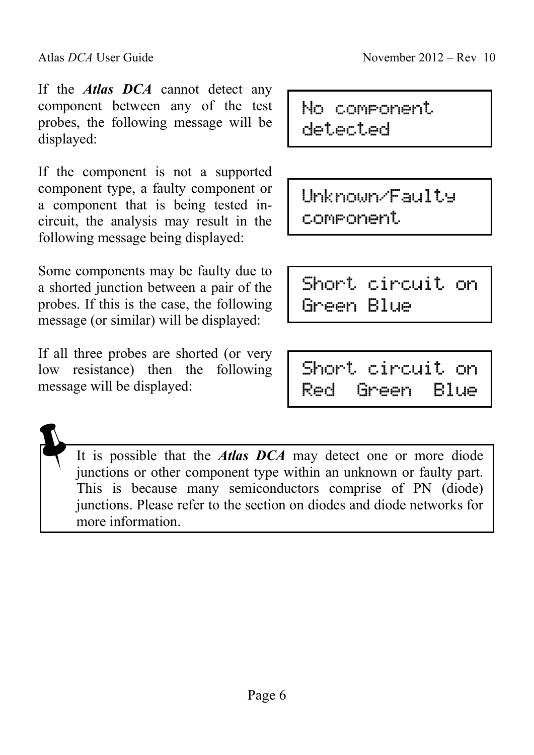If the ***Atlas DCA*** cannot detect any component between any of the test probes, the following message will be displayed:

```
No component
detected
```

If the component is not a supported component type, a faulty component or a component that is being tested in-circuit, the analysis may result in the following message being displayed:

```
Unknown/Faulty
component
```

Some components may be faulty due to a shorted junction between a pair of the probes. If this is the case, the following message (or similar) will be displayed:

```
Short circuit on
Green Blue
```

If all three probes are shorted (or very low resistance) then the following message will be displayed:

```
Short circuit on
Red  Green  Blue
```

> It is possible that the ***Atlas DCA*** may detect one or more diode junctions or other component type within an unknown or faulty part. This is because many semiconductors comprise of PN (diode) junctions. Please refer to the section on diodes and diode networks for more information.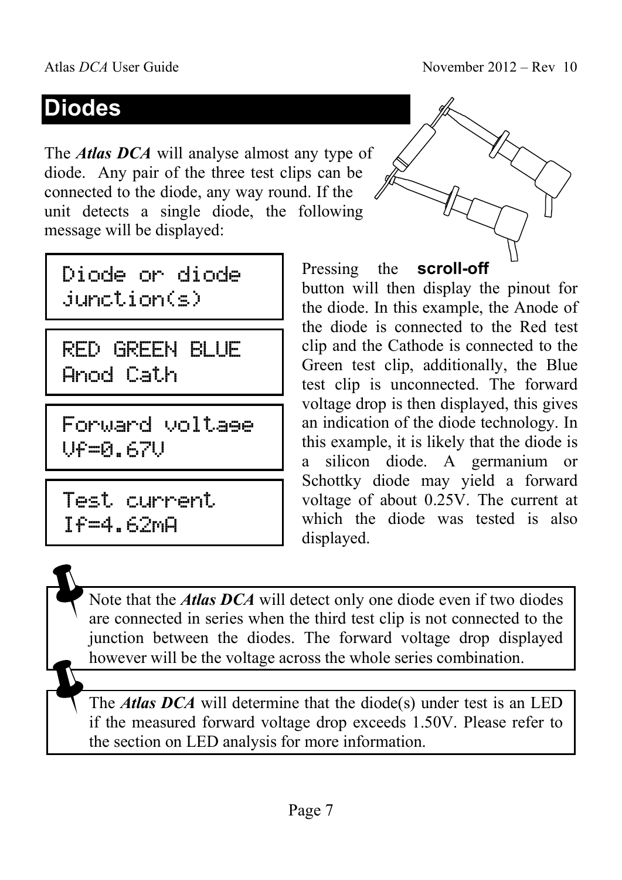# Diodes

The ***Atlas DCA*** will analyse almost any type of diode. Any pair of the three test clips can be connected to the diode, any way round. If the unit detects a single diode, the following message will be displayed:

```
Diode or diode
junction(s)
```

```
RED GREEN BLUE
Anod Cath
```

```
Forward voltage
Vf=0.67V
```

```
Test current
If=4.62mA
```

Pressing the **scroll-off** button will then display the pinout for the diode. In this example, the Anode of the diode is connected to the Red test clip and the Cathode is connected to the Green test clip, additionally, the Blue test clip is unconnected. The forward voltage drop is then displayed, this gives an indication of the diode technology. In this example, it is likely that the diode is a silicon diode. A germanium or Schottky diode may yield a forward voltage of about 0.25V. The current at which the diode was tested is also displayed.

> Note that the ***Atlas DCA*** will detect only one diode even if two diodes are connected in series when the third test clip is not connected to the junction between the diodes. The forward voltage drop displayed however will be the voltage across the whole series combination.

> The ***Atlas DCA*** will determine that the diode(s) under test is an LED if the measured forward voltage drop exceeds 1.50V. Please refer to the section on LED analysis for more information.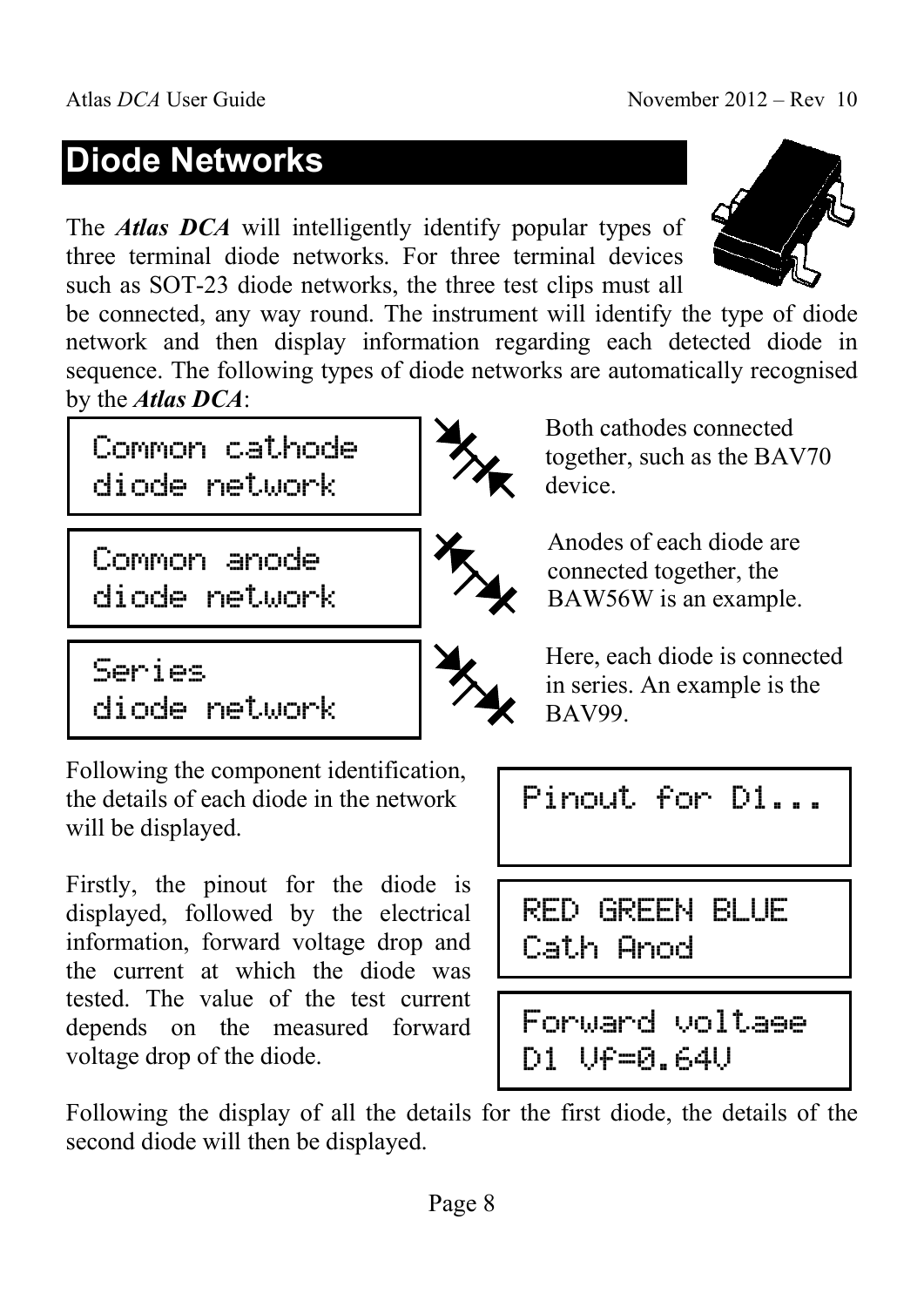# Diode Networks

The ***Atlas DCA*** will intelligently identify popular types of three terminal diode networks. For three terminal devices such as SOT-23 diode networks, the three test clips must all be connected, any way round. The instrument will identify the type of diode network and then display information regarding each detected diode in sequence. The following types of diode networks are automatically recognised by the ***Atlas DCA***:

```
Common cathode
diode network
```

Both cathodes connected together, such as the BAV70 device.

```
Common anode
diode network
```

Anodes of each diode are connected together, the BAW56W is an example.

```
Series
diode network
```

Here, each diode is connected in series. An example is the BAV99.

Following the component identification, the details of each diode in the network will be displayed.

Firstly, the pinout for the diode is displayed, followed by the electrical information, forward voltage drop and the current at which the diode was tested. The value of the test current depends on the measured forward voltage drop of the diode.

```
Pinout for D1...
```

```
RED GREEN BLUE
Cath Anod
```

```
Forward voltage
D1 Vf=0.64V
```

Following the display of all the details for the first diode, the details of the second diode will then be displayed.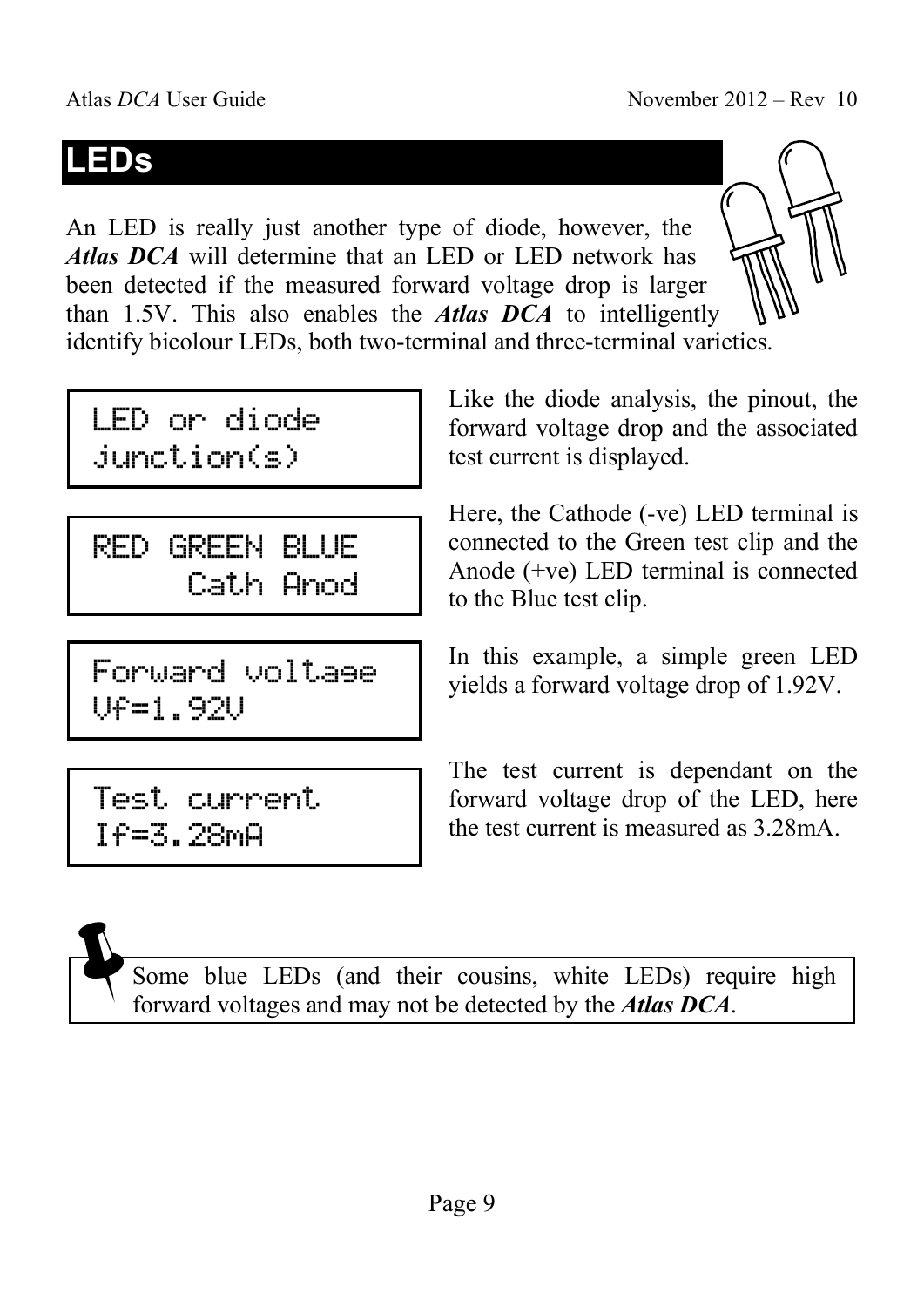# LEDs

An LED is really just another type of diode, however, the ***Atlas DCA*** will determine that an LED or LED network has been detected if the measured forward voltage drop is larger than 1.5V. This also enables the ***Atlas DCA*** to intelligently identify bicolour LEDs, both two-terminal and three-terminal varieties.

```
LED or diode
junction(s)
```

Like the diode analysis, the pinout, the forward voltage drop and the associated test current is displayed.

```
RED GREEN BLUE
     Cath Anod
```

Here, the Cathode (-ve) LED terminal is connected to the Green test clip and the Anode (+ve) LED terminal is connected to the Blue test clip.

```
Forward voltage
Vf=1.92V
```

In this example, a simple green LED yields a forward voltage drop of 1.92V.

```
Test current
If=3.28mA
```

The test current is dependant on the forward voltage drop of the LED, here the test current is measured as 3.28mA.

> Some blue LEDs (and their cousins, white LEDs) require high forward voltages and may not be detected by the ***Atlas DCA***.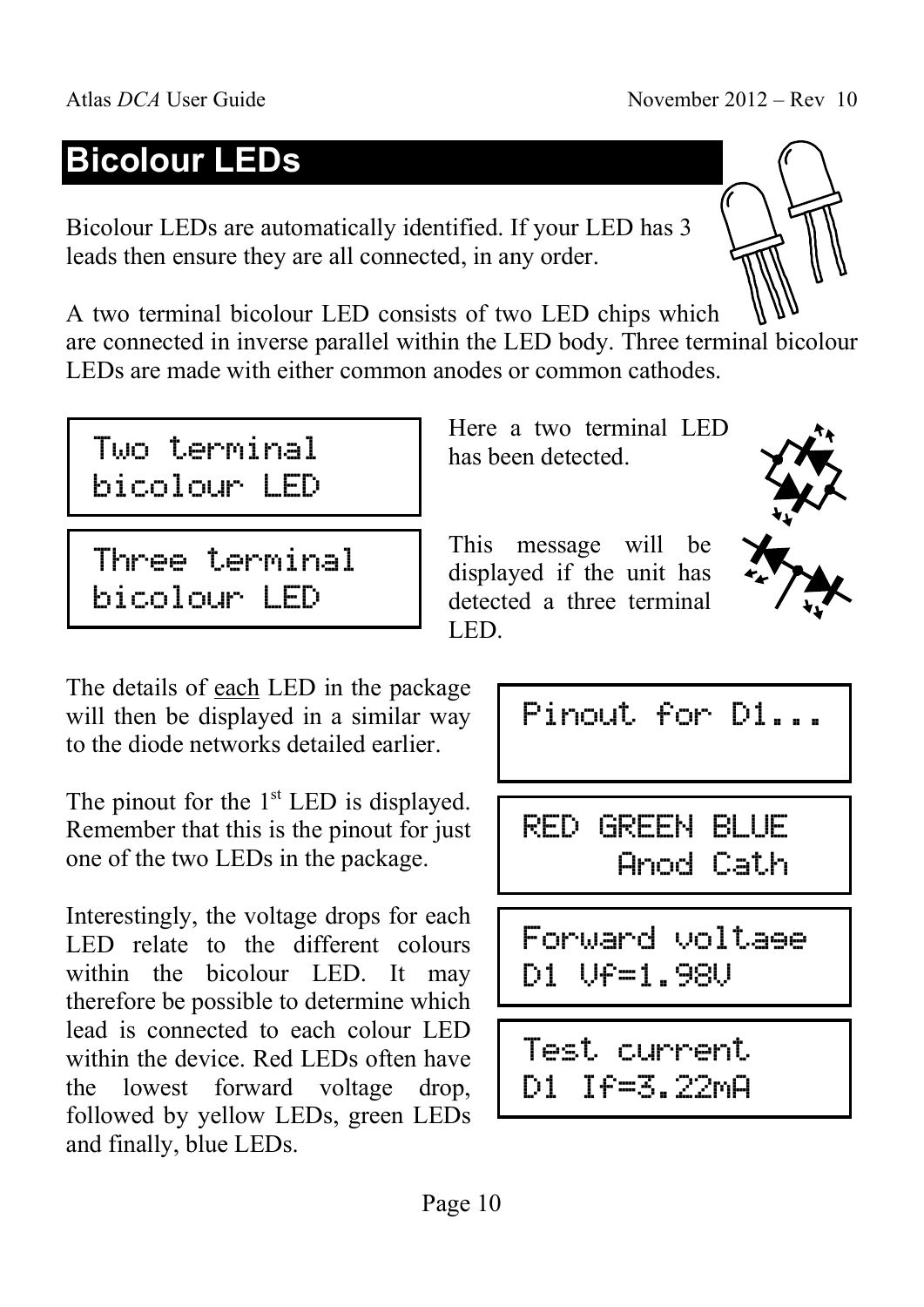## Bicolour LEDs

Bicolour LEDs are automatically identified. If your LED has 3 leads then ensure they are all connected, in any order.

A two terminal bicolour LED consists of two LED chips which are connected in inverse parallel within the LED body. Three terminal bicolour LEDs are made with either common anodes or common cathodes.

```
Two terminal
bicolour LED
```

Here a two terminal LED has been detected.

```
Three terminal
bicolour LED
```

This message will be displayed if the unit has detected a three terminal LED.

The details of <u>each</u> LED in the package will then be displayed in a similar way to the diode networks detailed earlier.

```
Pinout for D1...
```

The pinout for the 1st LED is displayed. Remember that this is the pinout for just one of the two LEDs in the package.

```
RED GREEN BLUE
     Anod Cath
```

Interestingly, the voltage drops for each LED relate to the different colours within the bicolour LED. It may therefore be possible to determine which lead is connected to each colour LED within the device. Red LEDs often have the lowest forward voltage drop, followed by yellow LEDs, green LEDs and finally, blue LEDs.

```
Forward voltage
D1 Vf=1.98V
```

```
Test current
D1 If=3.22mA
```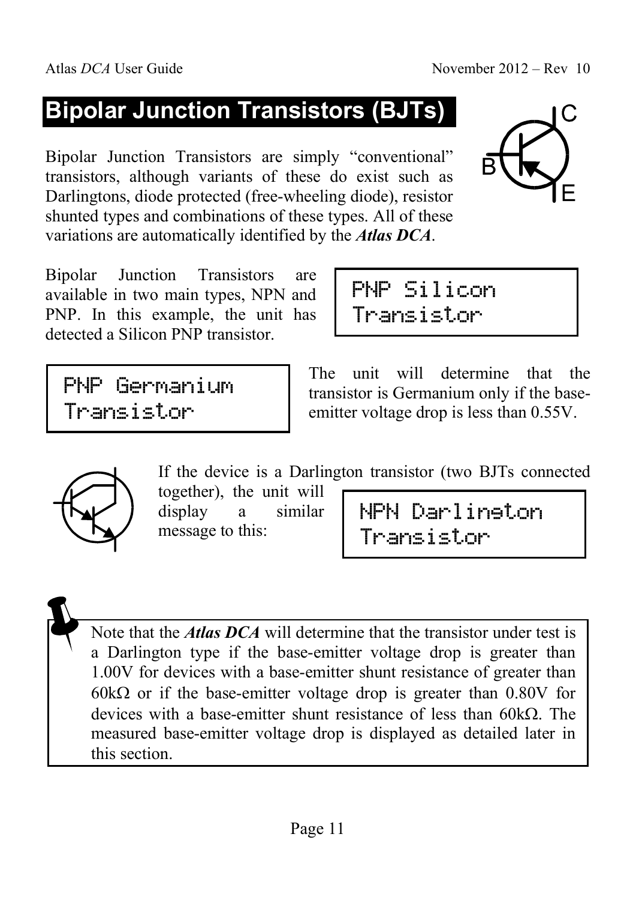# Bipolar Junction Transistors (BJTs)

Bipolar Junction Transistors are simply "conventional" transistors, although variants of these do exist such as Darlingtons, diode protected (free-wheeling diode), resistor shunted types and combinations of these types. All of these variations are automatically identified by the ***Atlas DCA***.

Bipolar Junction Transistors are available in two main types, NPN and PNP. In this example, the unit has detected a Silicon PNP transistor.

```
PNP Silicon
Transistor
```

```
PNP Germanium
Transistor
```

The unit will determine that the transistor is Germanium only if the base-emitter voltage drop is less than 0.55V.

If the device is a Darlington transistor (two BJTs connected together), the unit will display a similar message to this:

```
NPN Darlington
Transistor
```

Note that the ***Atlas DCA*** will determine that the transistor under test is a Darlington type if the base-emitter voltage drop is greater than 1.00V for devices with a base-emitter shunt resistance of greater than 60kΩ or if the base-emitter voltage drop is greater than 0.80V for devices with a base-emitter shunt resistance of less than 60kΩ. The measured base-emitter voltage drop is displayed as detailed later in this section.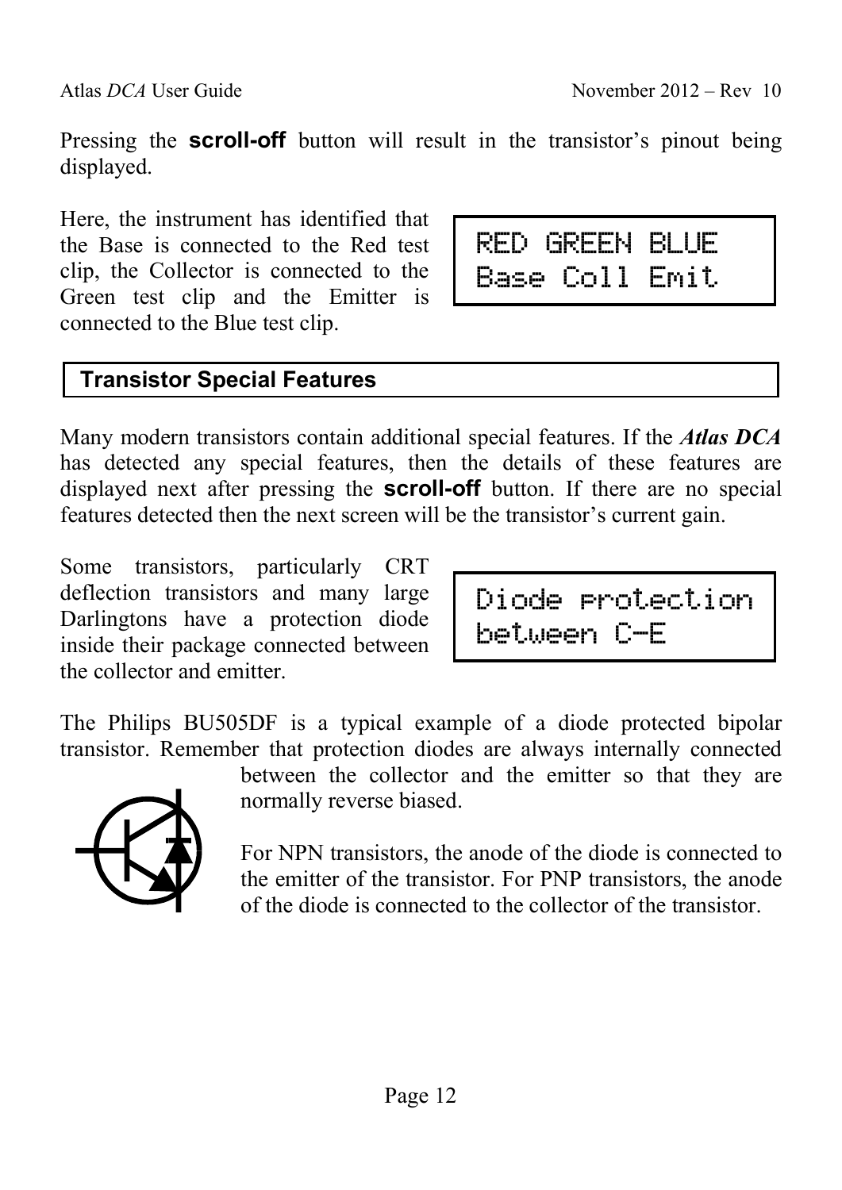Pressing the **scroll-off** button will result in the transistor's pinout being displayed.

Here, the instrument has identified that the Base is connected to the Red test clip, the Collector is connected to the Green test clip and the Emitter is connected to the Blue test clip.

```
RED GREEN BLUE
Base Coll Emit
```

## Transistor Special Features

Many modern transistors contain additional special features. If the ***Atlas DCA*** has detected any special features, then the details of these features are displayed next after pressing the **scroll-off** button. If there are no special features detected then the next screen will be the transistor's current gain.

Some transistors, particularly CRT deflection transistors and many large Darlingtons have a protection diode inside their package connected between the collector and emitter.

```
Diode protection
between C-E
```

The Philips BU505DF is a typical example of a diode protected bipolar transistor. Remember that protection diodes are always internally connected between the collector and the emitter so that they are normally reverse biased.

For NPN transistors, the anode of the diode is connected to the emitter of the transistor. For PNP transistors, the anode of the diode is connected to the collector of the transistor.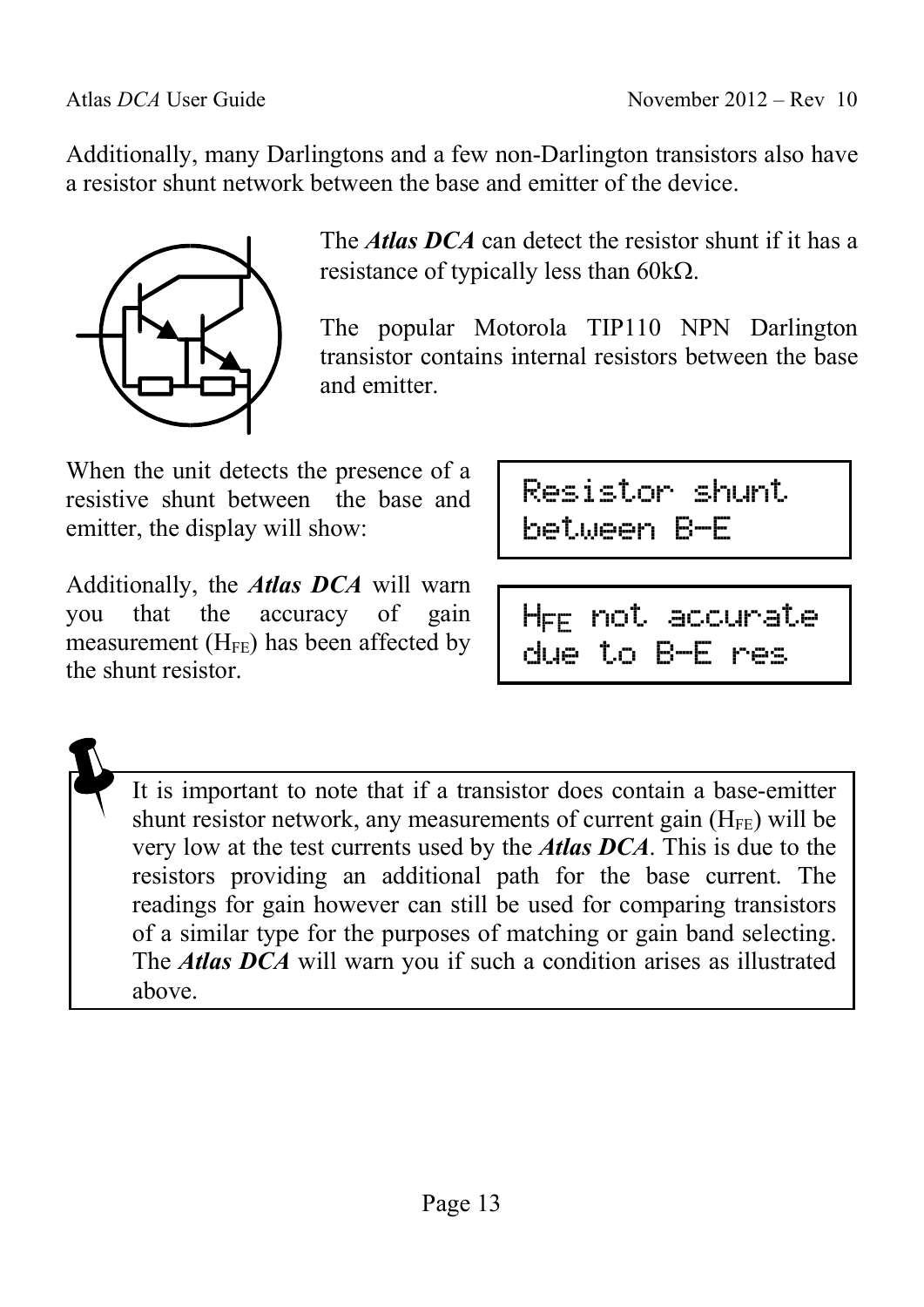Additionally, many Darlingtons and a few non-Darlington transistors also have a resistor shunt network between the base and emitter of the device.

The ***Atlas DCA*** can detect the resistor shunt if it has a resistance of typically less than 60kΩ.

The popular Motorola TIP110 NPN Darlington transistor contains internal resistors between the base and emitter.

When the unit detects the presence of a resistive shunt between the base and emitter, the display will show:

```
Resistor shunt
between B-E
```

Additionally, the ***Atlas DCA*** will warn you that the accuracy of gain measurement ($H_{FE}$) has been affected by the shunt resistor.

```
HFE not accurate
due to B-E res
```

> It is important to note that if a transistor does contain a base-emitter shunt resistor network, any measurements of current gain ($H_{FE}$) will be very low at the test currents used by the ***Atlas DCA***. This is due to the resistors providing an additional path for the base current. The readings for gain however can still be used for comparing transistors of a similar type for the purposes of matching or gain band selecting. The ***Atlas DCA*** will warn you if such a condition arises as illustrated above.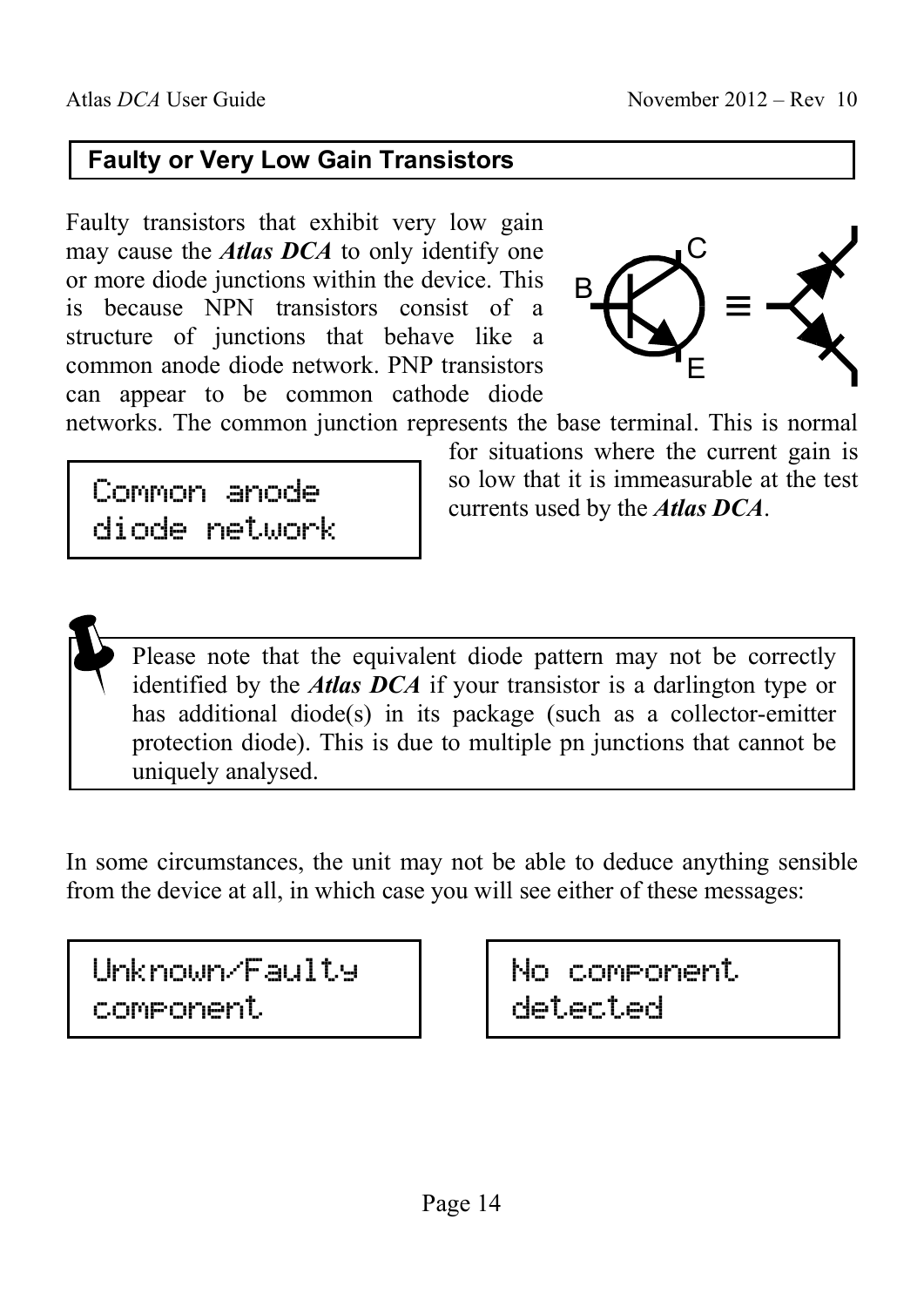## Faulty or Very Low Gain Transistors

Faulty transistors that exhibit very low gain may cause the ***Atlas DCA*** to only identify one or more diode junctions within the device. This is because NPN transistors consist of a structure of junctions that behave like a common anode diode network. PNP transistors can appear to be common cathode diode networks. The common junction represents the base terminal. This is normal for situations where the current gain is so low that it is immeasurable at the test currents used by the ***Atlas DCA***.

```
Common anode
diode network
```

> Please note that the equivalent diode pattern may not be correctly identified by the ***Atlas DCA*** if your transistor is a darlington type or has additional diode(s) in its package (such as a collector-emitter protection diode). This is due to multiple pn junctions that cannot be uniquely analysed.

In some circumstances, the unit may not be able to deduce anything sensible from the device at all, in which case you will see either of these messages:

```
Unknown/Faulty
component
```

```
No component
detected
```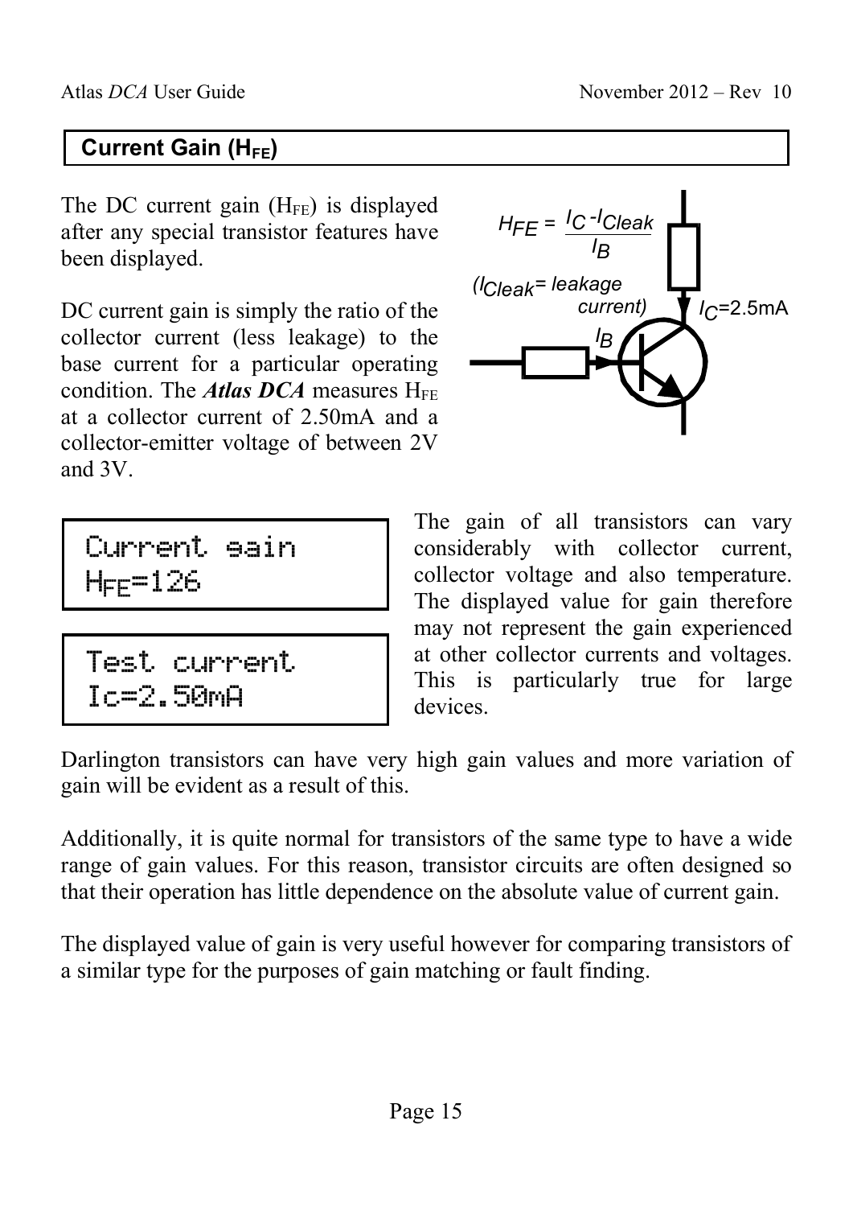## Current Gain ($H_{FE}$)

The DC current gain ($H_{FE}$) is displayed after any special transistor features have been displayed.

DC current gain is simply the ratio of the collector current (less leakage) to the base current for a particular operating condition. The ***Atlas DCA*** measures $H_{FE}$ at a collector current of 2.50mA and a collector-emitter voltage of between 2V and 3V.

$$H_{FE} = \frac{I_C - I_{Cleak}}{I_B}$$

($I_{Cleak}$ = leakage current)

$I_C$=2.5mA

```
Current gain
HFE=126
```

```
Test current
Ic=2.50mA
```

The gain of all transistors can vary considerably with collector current, collector voltage and also temperature. The displayed value for gain therefore may not represent the gain experienced at other collector currents and voltages. This is particularly true for large devices.

Darlington transistors can have very high gain values and more variation of gain will be evident as a result of this.

Additionally, it is quite normal for transistors of the same type to have a wide range of gain values. For this reason, transistor circuits are often designed so that their operation has little dependence on the absolute value of current gain.

The displayed value of gain is very useful however for comparing transistors of a similar type for the purposes of gain matching or fault finding.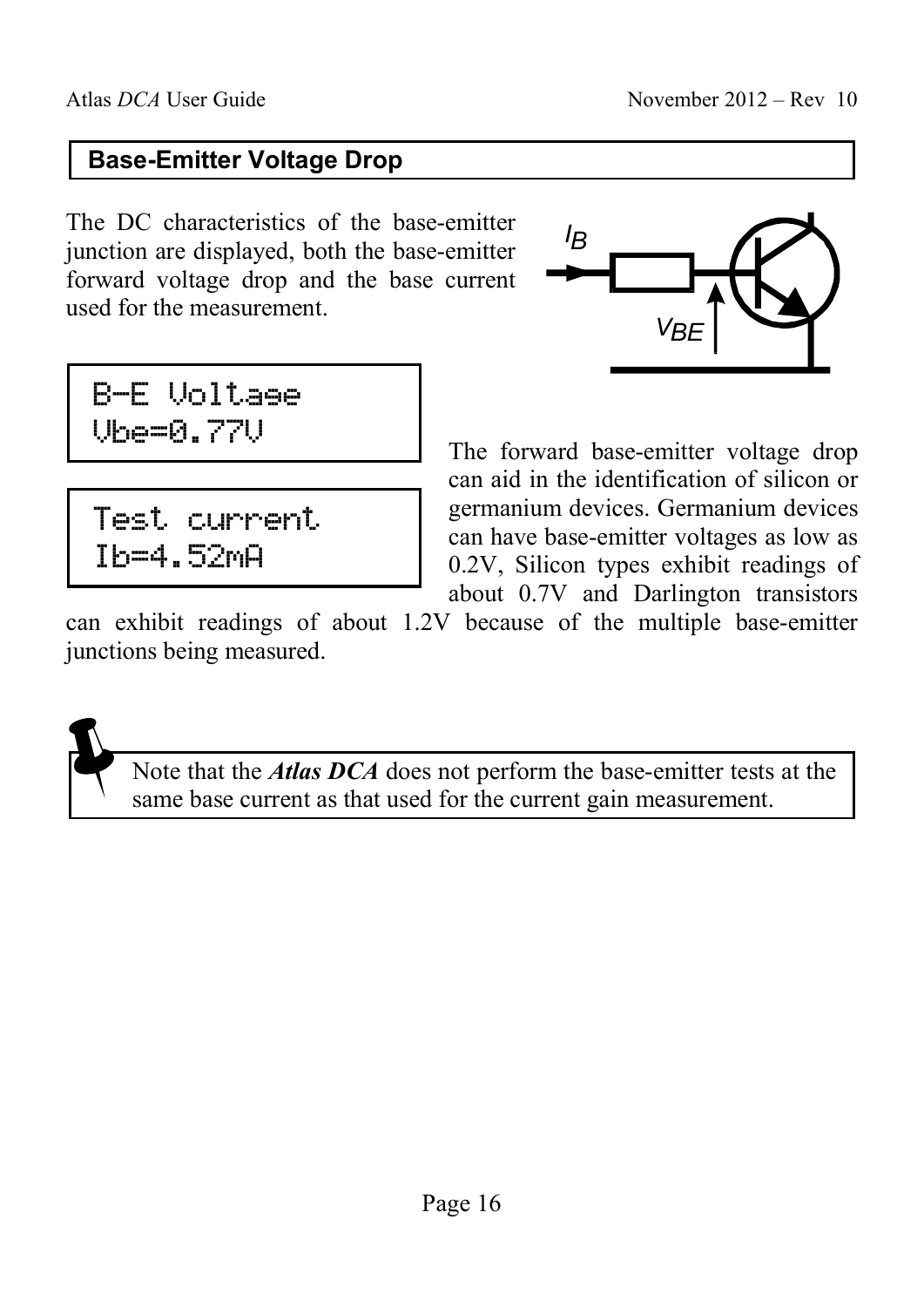## Base-Emitter Voltage Drop

The DC characteristics of the base-emitter junction are displayed, both the base-emitter forward voltage drop and the base current used for the measurement.

```
B-E Voltage
Vbe=0.77V
```

```
Test current
Ib=4.52mA
```

The forward base-emitter voltage drop can aid in the identification of silicon or germanium devices. Germanium devices can have base-emitter voltages as low as 0.2V, Silicon types exhibit readings of about 0.7V and Darlington transistors can exhibit readings of about 1.2V because of the multiple base-emitter junctions being measured.

> Note that the ***Atlas DCA*** does not perform the base-emitter tests at the same base current as that used for the current gain measurement.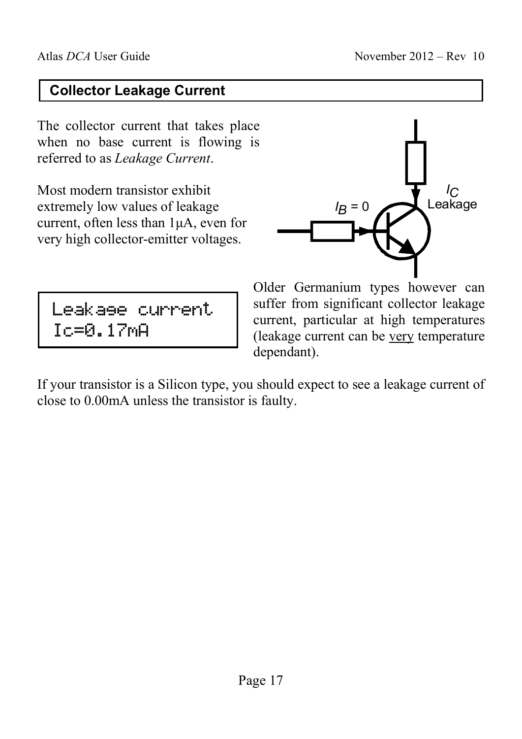## Collector Leakage Current

The collector current that takes place when no base current is flowing is referred to as *Leakage Current*.

Most modern transistor exhibit extremely low values of leakage current, often less than 1μA, even for very high collector-emitter voltages.

```
Leakage current
Ic=0.17mA
```

Older Germanium types however can suffer from significant collector leakage current, particular at high temperatures (leakage current can be very temperature dependant).

If your transistor is a Silicon type, you should expect to see a leakage current of close to 0.00mA unless the transistor is faulty.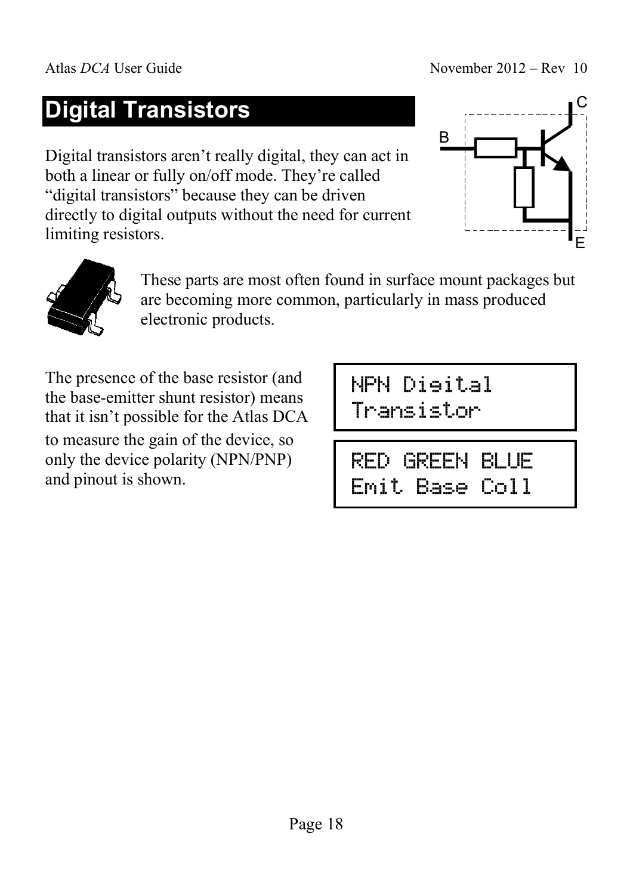# Digital Transistors

Digital transistors aren't really digital, they can act in both a linear or fully on/off mode. They're called "digital transistors" because they can be driven directly to digital outputs without the need for current limiting resistors.

These parts are most often found in surface mount packages but are becoming more common, particularly in mass produced electronic products.

The presence of the base resistor (and the base-emitter shunt resistor) means that it isn't possible for the Atlas DCA to measure the gain of the device, so only the device polarity (NPN/PNP) and pinout is shown.

```
NPN Digital
Transistor
```

```
RED GREEN BLUE
Emit Base Coll
```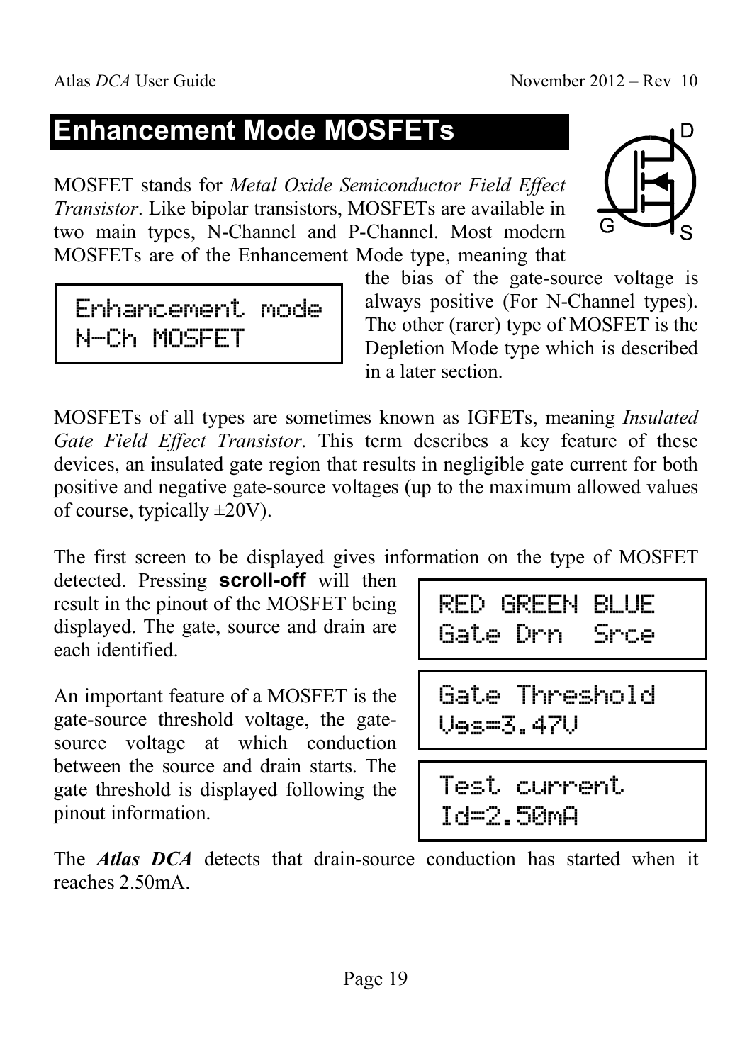# Enhancement Mode MOSFETs

MOSFET stands for *Metal Oxide Semiconductor Field Effect Transistor*. Like bipolar transistors, MOSFETs are available in two main types, N-Channel and P-Channel. Most modern MOSFETs are of the Enhancement Mode type, meaning that the bias of the gate-source voltage is always positive (For N-Channel types). The other (rarer) type of MOSFET is the Depletion Mode type which is described in a later section.

```
Enhancement mode
N-Ch MOSFET
```

MOSFETs of all types are sometimes known as IGFETs, meaning *Insulated Gate Field Effect Transistor*. This term describes a key feature of these devices, an insulated gate region that results in negligible gate current for both positive and negative gate-source voltages (up to the maximum allowed values of course, typically ±20V).

The first screen to be displayed gives information on the type of MOSFET detected. Pressing **scroll-off** will then result in the pinout of the MOSFET being displayed. The gate, source and drain are each identified.

```
RED GREEN BLUE
Gate Drn  Srce
```

An important feature of a MOSFET is the gate-source threshold voltage, the gate-source voltage at which conduction between the source and drain starts. The gate threshold is displayed following the pinout information.

```
Gate Threshold
Vgs=3.47V
```

```
Test current
Id=2.50mA
```

The ***Atlas DCA*** detects that drain-source conduction has started when it reaches 2.50mA.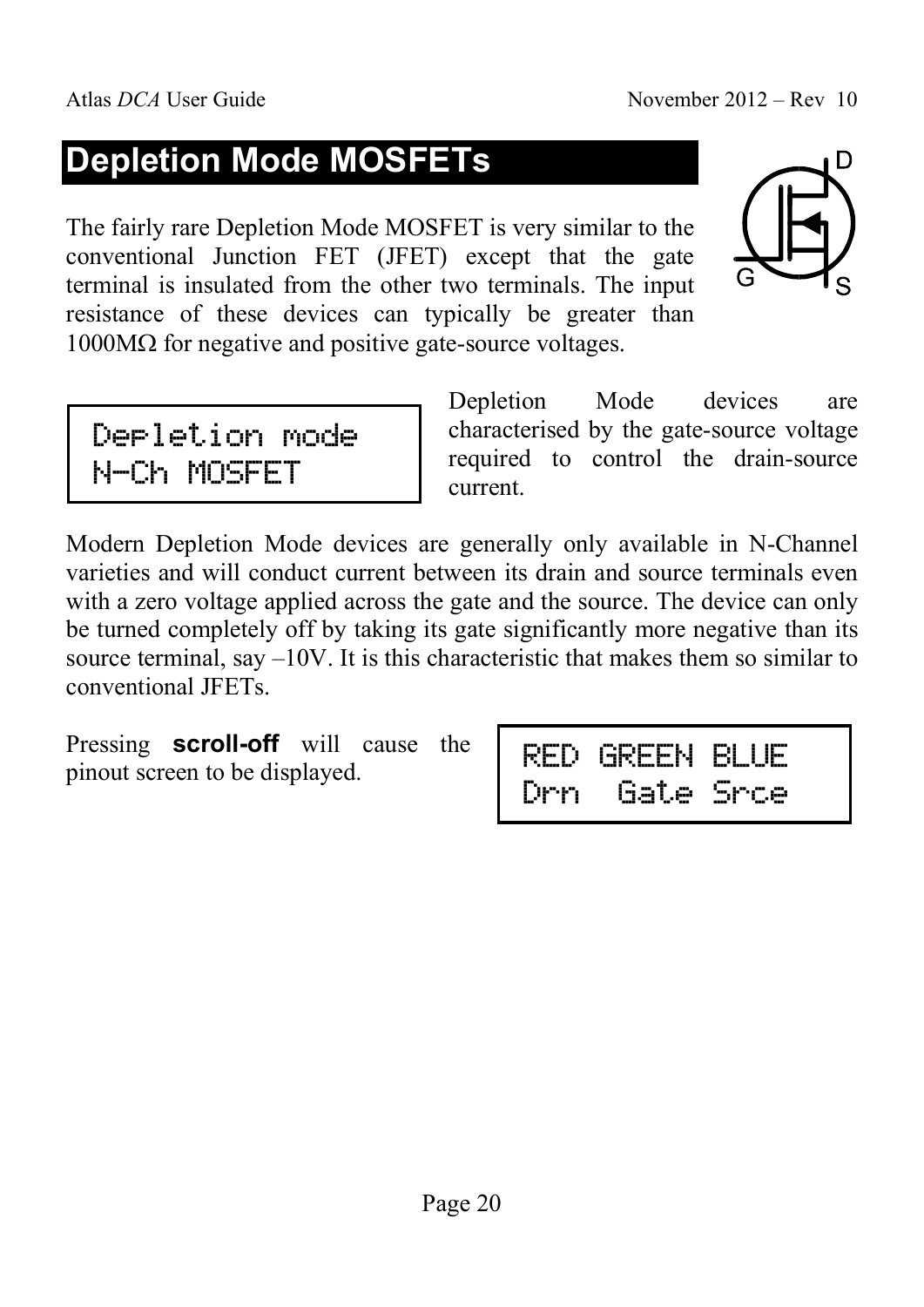# Depletion Mode MOSFETs

The fairly rare Depletion Mode MOSFET is very similar to the conventional Junction FET (JFET) except that the gate terminal is insulated from the other two terminals. The input resistance of these devices can typically be greater than 1000MΩ for negative and positive gate-source voltages.

```
Depletion mode
N-Ch MOSFET
```

Depletion Mode devices are characterised by the gate-source voltage required to control the drain-source current.

Modern Depletion Mode devices are generally only available in N-Channel varieties and will conduct current between its drain and source terminals even with a zero voltage applied across the gate and the source. The device can only be turned completely off by taking its gate significantly more negative than its source terminal, say –10V. It is this characteristic that makes them so similar to conventional JFETs.

Pressing **scroll-off** will cause the pinout screen to be displayed.

```
RED GREEN BLUE
Drn  Gate Srce
```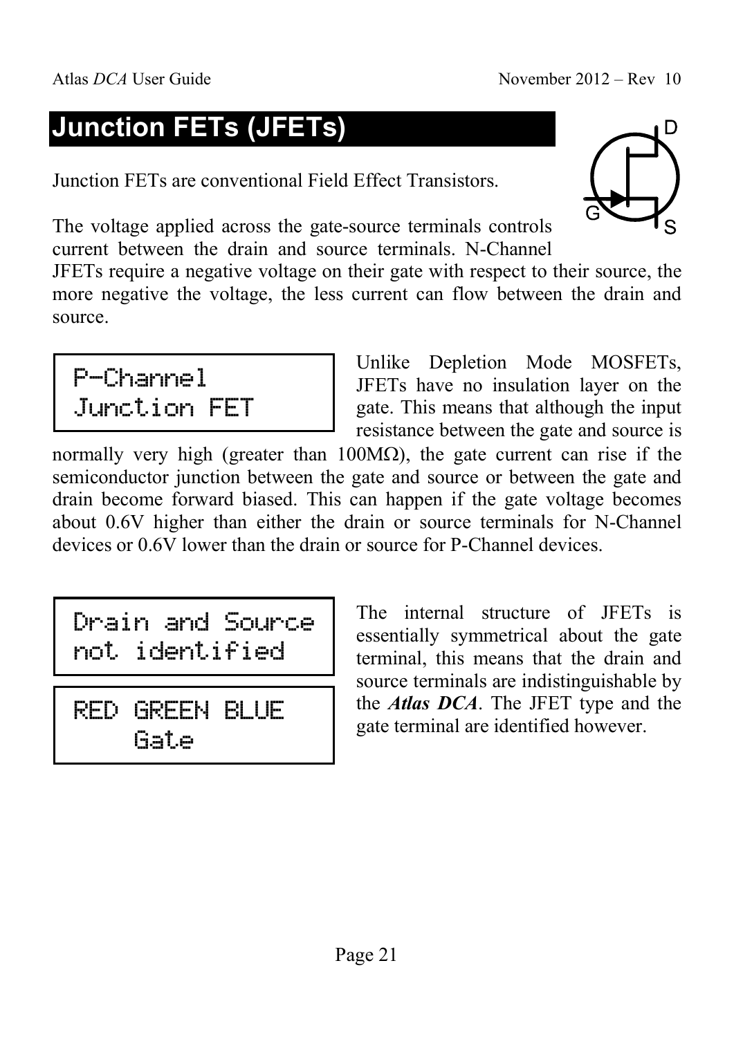# Junction FETs (JFETs)

Junction FETs are conventional Field Effect Transistors.

The voltage applied across the gate-source terminals controls current between the drain and source terminals. N-Channel JFETs require a negative voltage on their gate with respect to their source, the more negative the voltage, the less current can flow between the drain and source.

```
P-Channel
Junction FET
```

Unlike Depletion Mode MOSFETs, JFETs have no insulation layer on the gate. This means that although the input resistance between the gate and source is normally very high (greater than 100MΩ), the gate current can rise if the semiconductor junction between the gate and source or between the gate and drain become forward biased. This can happen if the gate voltage becomes about 0.6V higher than either the drain or source terminals for N-Channel devices or 0.6V lower than the drain or source for P-Channel devices.

```
Drain and Source
not identified
```

```
RED GREEN BLUE
    Gate
```

The internal structure of JFETs is essentially symmetrical about the gate terminal, this means that the drain and source terminals are indistinguishable by the ***Atlas DCA***. The JFET type and the gate terminal are identified however.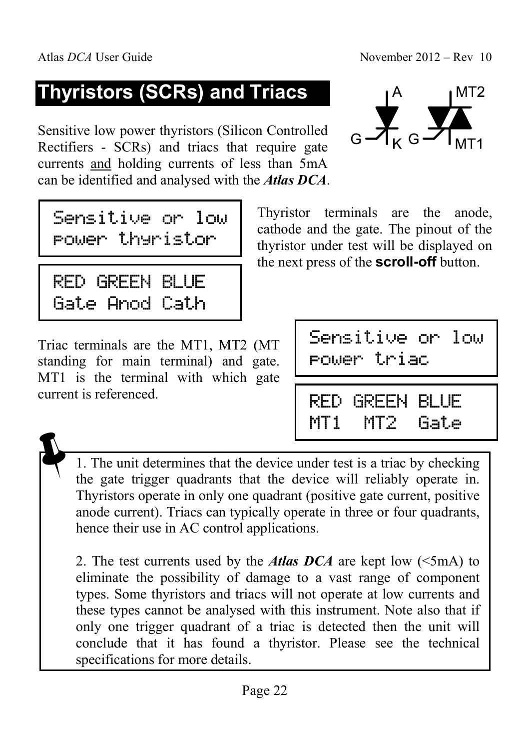# Thyristors (SCRs) and Triacs

Sensitive low power thyristors (Silicon Controlled Rectifiers - SCRs) and triacs that require gate currents and holding currents of less than 5mA can be identified and analysed with the ***Atlas DCA***.

```
Sensitive or low
power thyristor
```

```
RED GREEN BLUE
Gate Anod Cath
```

Thyristor terminals are the anode, cathode and the gate. The pinout of the thyristor under test will be displayed on the next press of the **scroll-off** button.

Triac terminals are the MT1, MT2 (MT standing for main terminal) and gate. MT1 is the terminal with which gate current is referenced.

```
Sensitive or low
power triac
```

```
RED GREEN BLUE
MT1  MT2  Gate
```

1. The unit determines that the device under test is a triac by checking the gate trigger quadrants that the device will reliably operate in. Thyristors operate in only one quadrant (positive gate current, positive anode current). Triacs can typically operate in three or four quadrants, hence their use in AC control applications.

2. The test currents used by the ***Atlas DCA*** are kept low (<5mA) to eliminate the possibility of damage to a vast range of component types. Some thyristors and triacs will not operate at low currents and these types cannot be analysed with this instrument. Note also that if only one trigger quadrant of a triac is detected then the unit will conclude that it has found a thyristor. Please see the technical specifications for more details.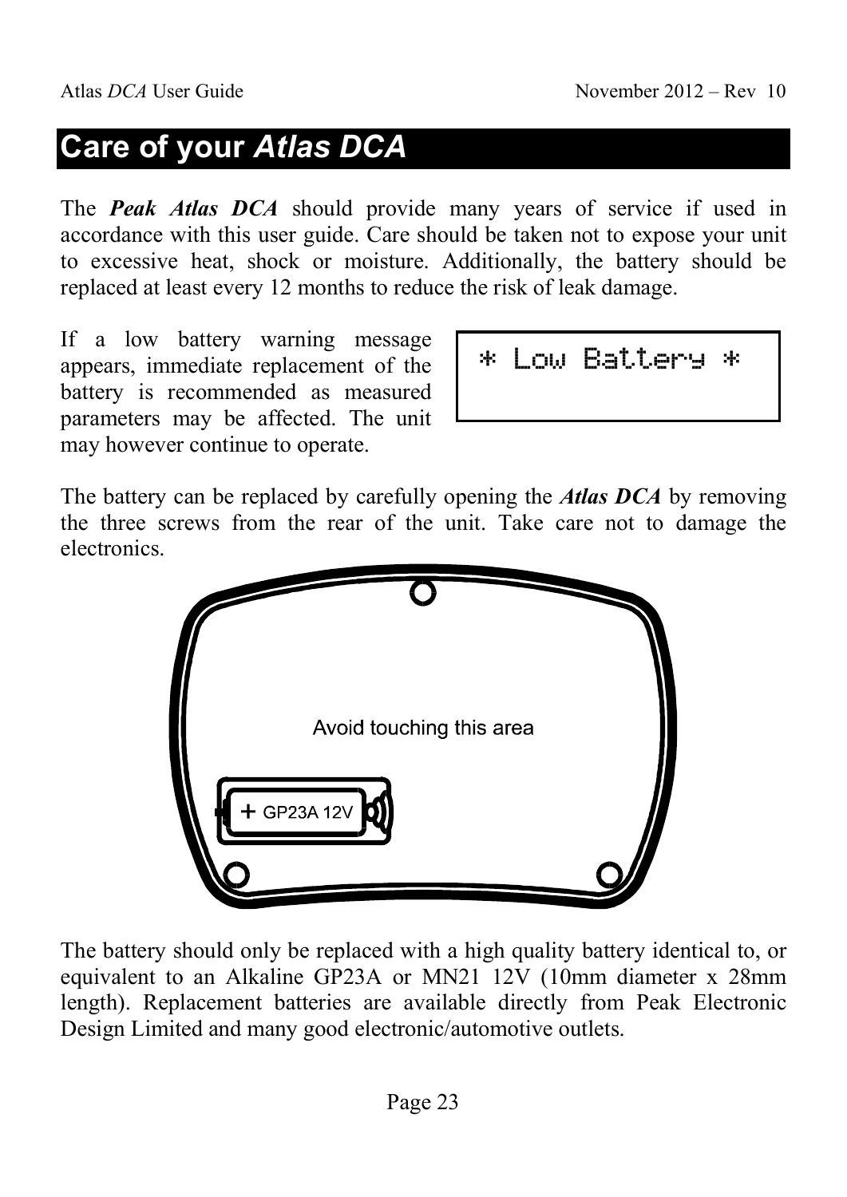# Care of your *Atlas DCA*

The ***Peak Atlas DCA*** should provide many years of service if used in accordance with this user guide. Care should be taken not to expose your unit to excessive heat, shock or moisture. Additionally, the battery should be replaced at least every 12 months to reduce the risk of leak damage.

If a low battery warning message appears, immediate replacement of the battery is recommended as measured parameters may be affected. The unit may however continue to operate.

```
* Low Battery *
```

The battery can be replaced by carefully opening the ***Atlas DCA*** by removing the three screws from the rear of the unit. Take care not to damage the electronics.

Avoid touching this area

+ GP23A 12V

The battery should only be replaced with a high quality battery identical to, or equivalent to an Alkaline GP23A or MN21 12V (10mm diameter x 28mm length). Replacement batteries are available directly from Peak Electronic Design Limited and many good electronic/automotive outlets.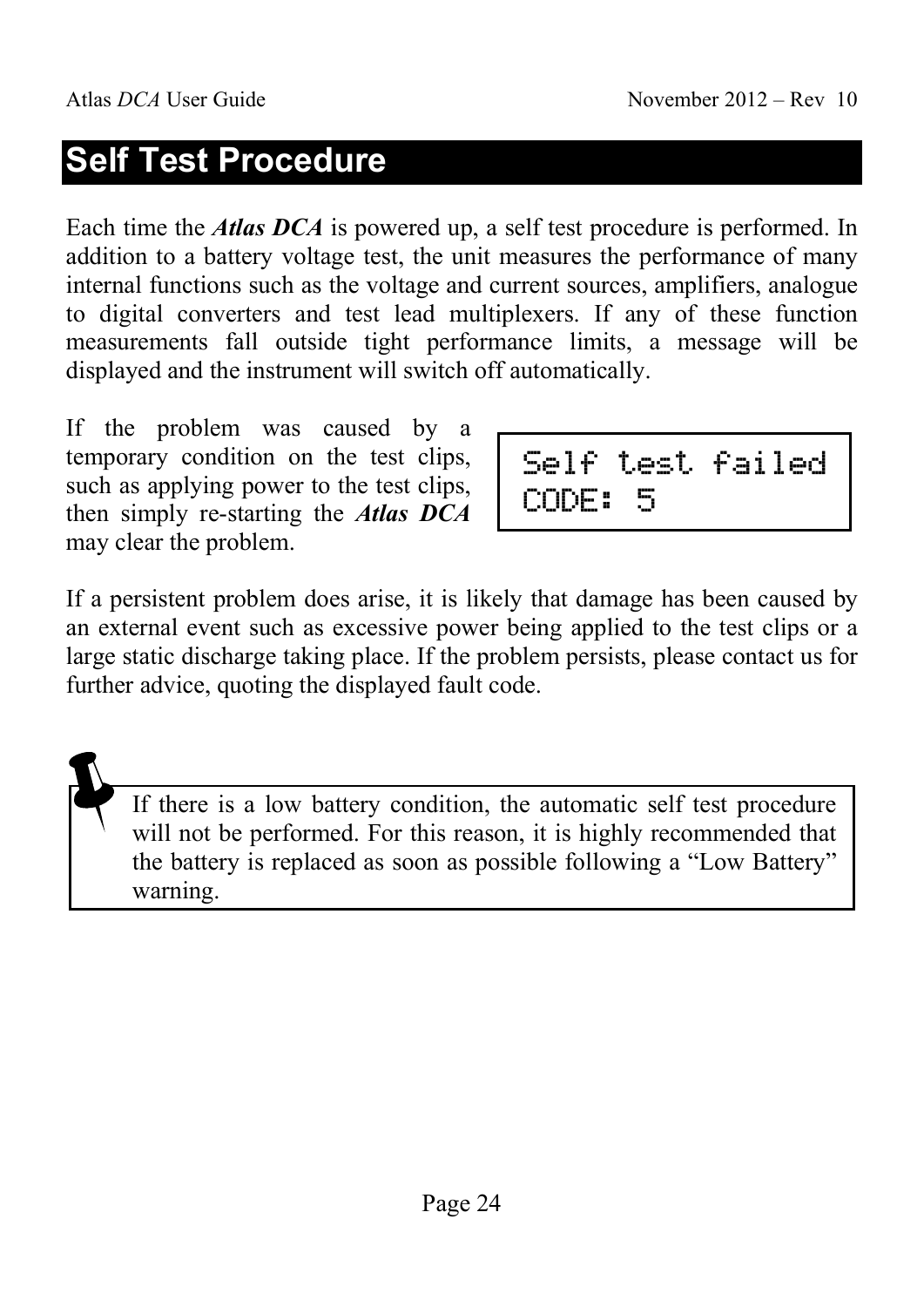# Self Test Procedure

Each time the ***Atlas DCA*** is powered up, a self test procedure is performed. In addition to a battery voltage test, the unit measures the performance of many internal functions such as the voltage and current sources, amplifiers, analogue to digital converters and test lead multiplexers. If any of these function measurements fall outside tight performance limits, a message will be displayed and the instrument will switch off automatically.

If the problem was caused by a temporary condition on the test clips, such as applying power to the test clips, then simply re-starting the ***Atlas DCA*** may clear the problem.

```
Self test failed
CODE: 5
```

If a persistent problem does arise, it is likely that damage has been caused by an external event such as excessive power being applied to the test clips or a large static discharge taking place. If the problem persists, please contact us for further advice, quoting the displayed fault code.

> If there is a low battery condition, the automatic self test procedure will not be performed. For this reason, it is highly recommended that the battery is replaced as soon as possible following a "Low Battery" warning.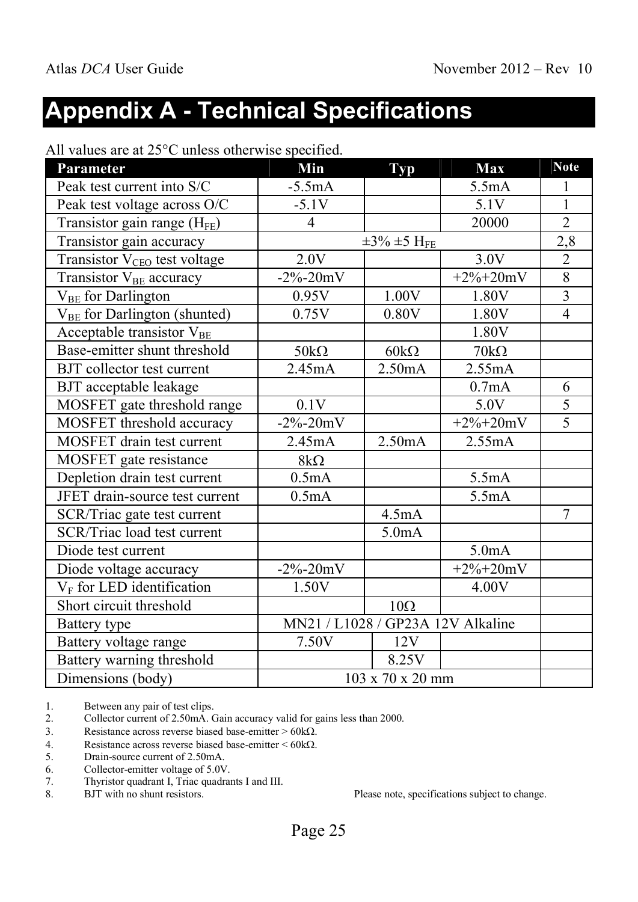# Appendix A - Technical Specifications

All values are at 25°C unless otherwise specified.

| Parameter | Min | Typ | Max | Note |
|---|---|---|---|---|
| Peak test current into S/C | -5.5mA | | 5.5mA | 1 |
| Peak test voltage across O/C | -5.1V | | 5.1V | 1 |
| Transistor gain range ($H_{FE}$) | 4 | | 20000 | 2 |
| Transistor gain accuracy | | ±3% ±5 $H_{FE}$ | | 2,8 |
| Transistor $V_{CEO}$ test voltage | 2.0V | | 3.0V | 2 |
| Transistor $V_{BE}$ accuracy | -2%-20mV | | +2%+20mV | 8 |
| $V_{BE}$ for Darlington | 0.95V | 1.00V | 1.80V | 3 |
| $V_{BE}$ for Darlington (shunted) | 0.75V | 0.80V | 1.80V | 4 |
| Acceptable transistor $V_{BE}$ | | | 1.80V | |
| Base-emitter shunt threshold | 50kΩ | 60kΩ | 70kΩ | |
| BJT collector test current | 2.45mA | 2.50mA | 2.55mA | |
| BJT acceptable leakage | | | 0.7mA | 6 |
| MOSFET gate threshold range | 0.1V | | 5.0V | 5 |
| MOSFET threshold accuracy | -2%-20mV | | +2%+20mV | 5 |
| MOSFET drain test current | 2.45mA | 2.50mA | 2.55mA | |
| MOSFET gate resistance | 8kΩ | | | |
| Depletion drain test current | 0.5mA | | 5.5mA | |
| JFET drain-source test current | 0.5mA | | 5.5mA | |
| SCR/Triac gate test current | | 4.5mA | | 7 |
| SCR/Triac load test current | | 5.0mA | | |
| Diode test current | | | 5.0mA | |
| Diode voltage accuracy | -2%-20mV | | +2%+20mV | |
| $V_F$ for LED identification | 1.50V | | 4.00V | |
| Short circuit threshold | | 10Ω | | |
| Battery type | | MN21 / L1028 / GP23A 12V Alkaline | | |
| Battery voltage range | 7.50V | 12V | | |
| Battery warning threshold | | 8.25V | | |
| Dimensions (body) | | 103 x 70 x 20 mm | | |

1. Between any pair of test clips.
2. Collector current of 2.50mA. Gain accuracy valid for gains less than 2000.
3. Resistance across reverse biased base-emitter > 60kΩ.
4. Resistance across reverse biased base-emitter < 60kΩ.
5. Drain-source current of 2.50mA.
6. Collector-emitter voltage of 5.0V.
7. Thyristor quadrant I, Triac quadrants I and III.
8. BJT with no shunt resistors.

Please note, specifications subject to change.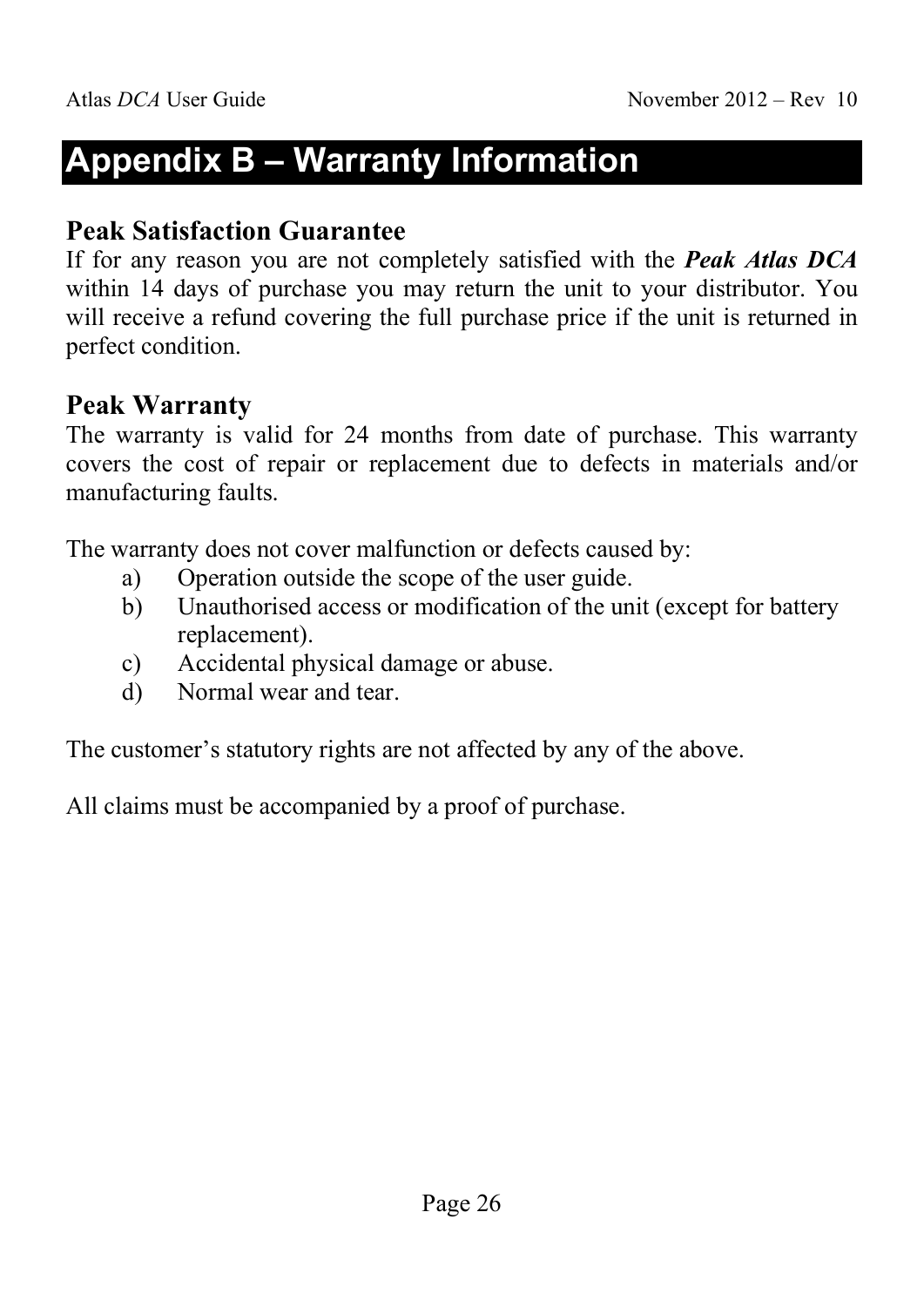# Appendix B – Warranty Information

## Peak Satisfaction Guarantee

If for any reason you are not completely satisfied with the ***Peak Atlas DCA*** within 14 days of purchase you may return the unit to your distributor. You will receive a refund covering the full purchase price if the unit is returned in perfect condition.

## Peak Warranty

The warranty is valid for 24 months from date of purchase. This warranty covers the cost of repair or replacement due to defects in materials and/or manufacturing faults.

The warranty does not cover malfunction or defects caused by:

a) Operation outside the scope of the user guide.
b) Unauthorised access or modification of the unit (except for battery replacement).
c) Accidental physical damage or abuse.
d) Normal wear and tear.

The customer's statutory rights are not affected by any of the above.

All claims must be accompanied by a proof of purchase.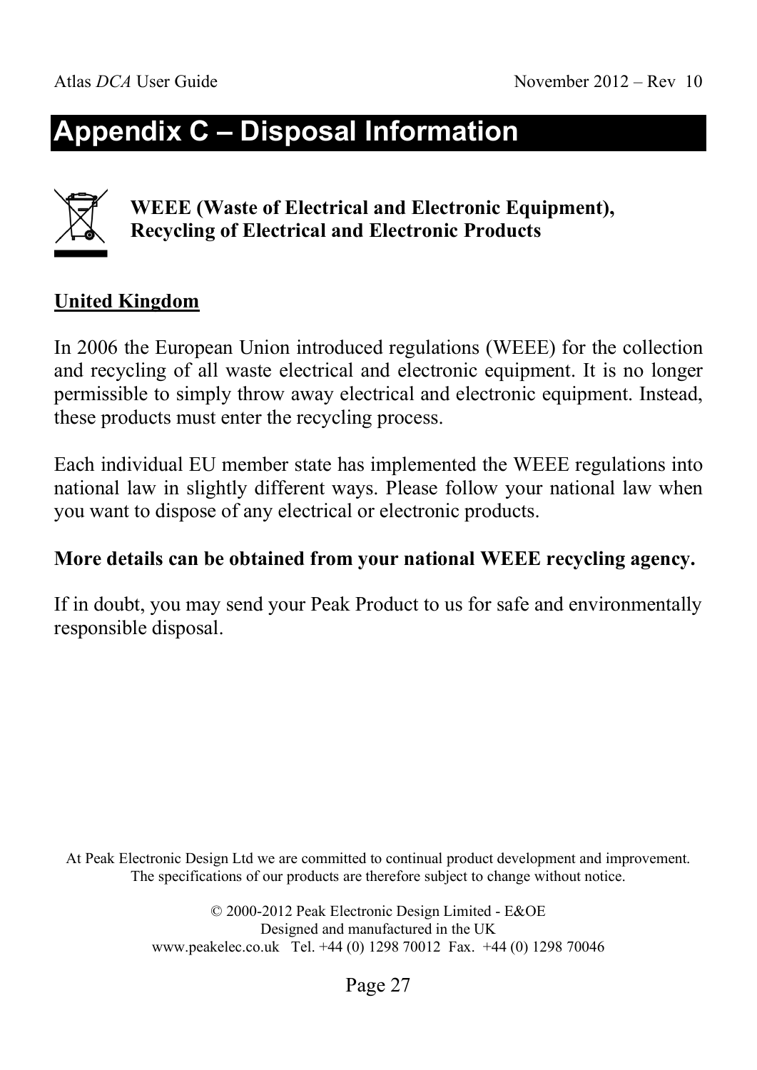# Appendix C – Disposal Information

**WEEE (Waste of Electrical and Electronic Equipment), Recycling of Electrical and Electronic Products**

## United Kingdom

In 2006 the European Union introduced regulations (WEEE) for the collection and recycling of all waste electrical and electronic equipment. It is no longer permissible to simply throw away electrical and electronic equipment. Instead, these products must enter the recycling process.

Each individual EU member state has implemented the WEEE regulations into national law in slightly different ways. Please follow your national law when you want to dispose of any electrical or electronic products.

**More details can be obtained from your national WEEE recycling agency.**

If in doubt, you may send your Peak Product to us for safe and environmentally responsible disposal.

At Peak Electronic Design Ltd we are committed to continual product development and improvement. The specifications of our products are therefore subject to change without notice.

© 2000-2012 Peak Electronic Design Limited - E&OE
Designed and manufactured in the UK
www.peakelec.co.uk Tel. +44 (0) 1298 70012 Fax. +44 (0) 1298 70046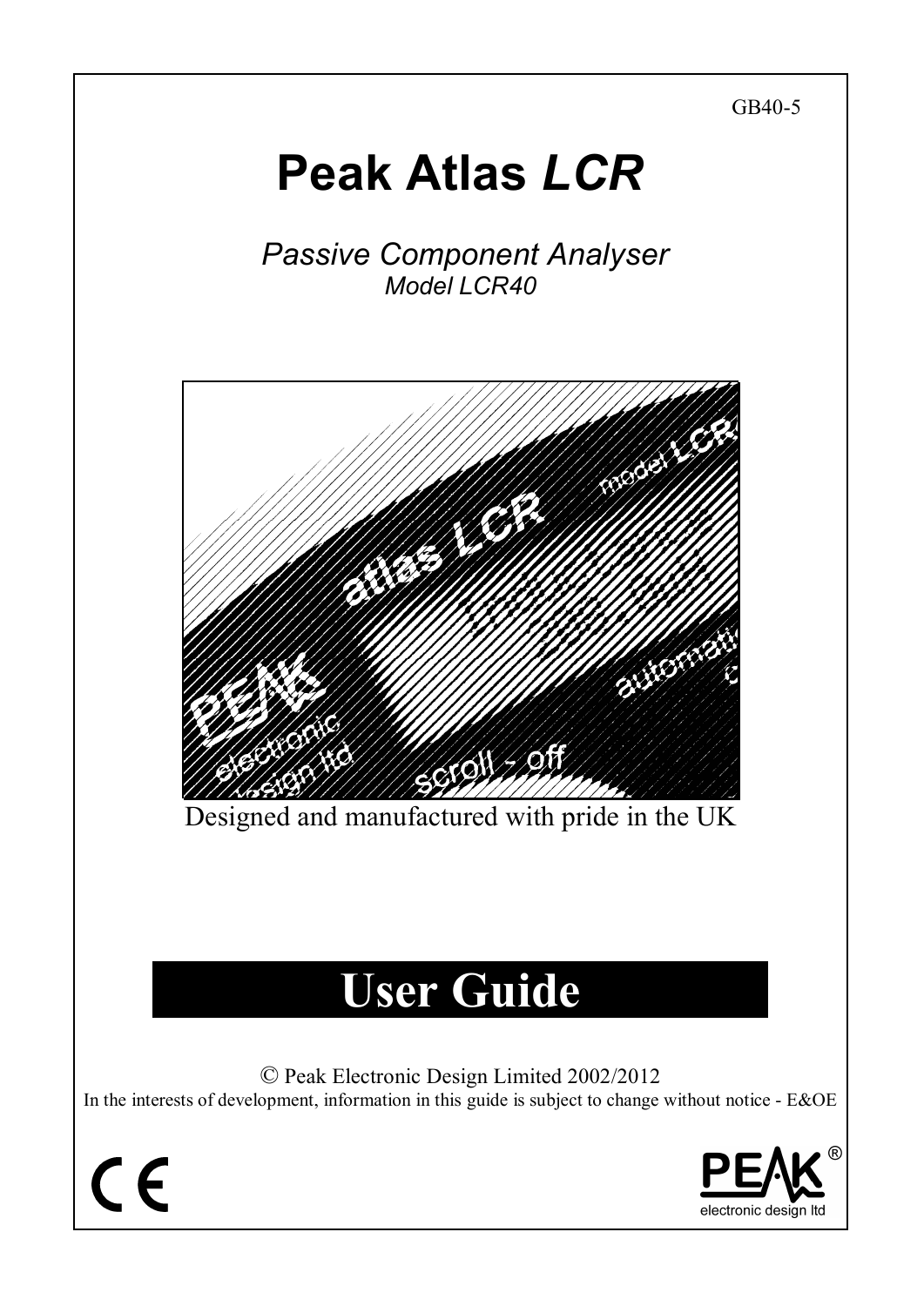GB40-5

# Peak Atlas *LCR*

*Passive Component Analyser*
*Model LCR40*

Designed and manufactured with pride in the UK

# User Guide

© Peak Electronic Design Limited 2002/2012

In the interests of development, information in this guide is subject to change without notice - E&OE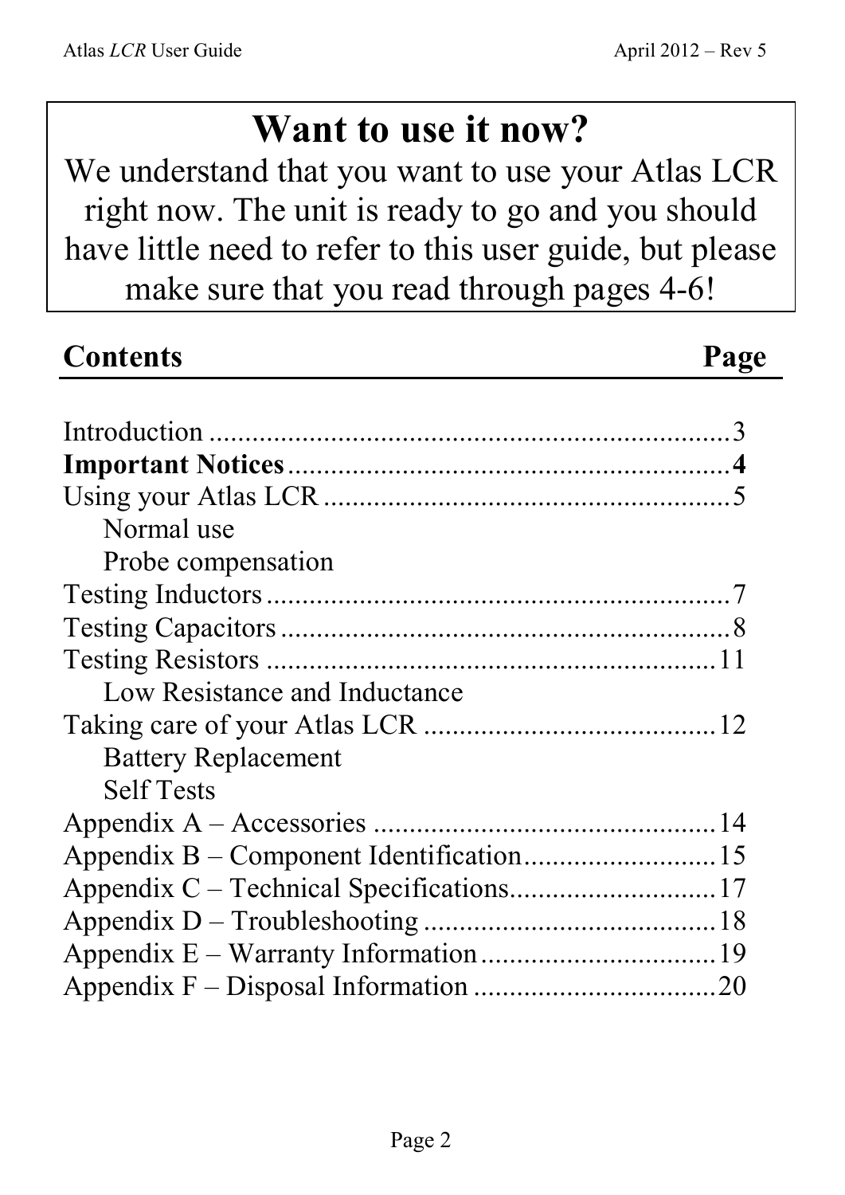# Want to use it now?

We understand that you want to use your Atlas LCR right now. The unit is ready to go and you should have little need to refer to this user guide, but please make sure that you read through pages 4-6!

## Contents

| Contents | Page |
|---|---|
| Introduction | 3 |
| **Important Notices** | **4** |
| Using your Atlas LCR | 5 |
| &nbsp;&nbsp;&nbsp;&nbsp;Normal use | |
| &nbsp;&nbsp;&nbsp;&nbsp;Probe compensation | |
| Testing Inductors | 7 |
| Testing Capacitors | 8 |
| Testing Resistors | 11 |
| &nbsp;&nbsp;&nbsp;&nbsp;Low Resistance and Inductance | |
| Taking care of your Atlas LCR | 12 |
| &nbsp;&nbsp;&nbsp;&nbsp;Battery Replacement | |
| &nbsp;&nbsp;&nbsp;&nbsp;Self Tests | |
| Appendix A – Accessories | 14 |
| Appendix B – Component Identification | 15 |
| Appendix C – Technical Specifications | 17 |
| Appendix D – Troubleshooting | 18 |
| Appendix E – Warranty Information | 19 |
| Appendix F – Disposal Information | 20 |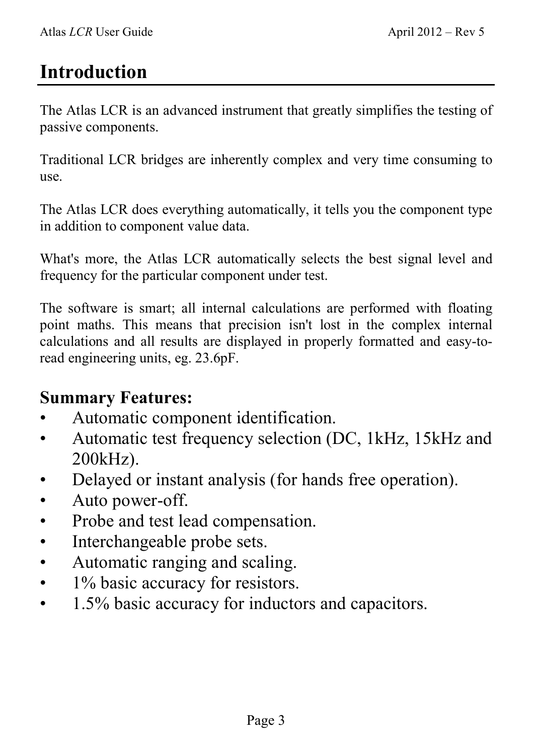# Introduction

The Atlas LCR is an advanced instrument that greatly simplifies the testing of passive components.

Traditional LCR bridges are inherently complex and very time consuming to use.

The Atlas LCR does everything automatically, it tells you the component type in addition to component value data.

What's more, the Atlas LCR automatically selects the best signal level and frequency for the particular component under test.

The software is smart; all internal calculations are performed with floating point maths. This means that precision isn't lost in the complex internal calculations and all results are displayed in properly formatted and easy-to-read engineering units, eg. 23.6pF.

## Summary Features:

- Automatic component identification.
- Automatic test frequency selection (DC, 1kHz, 15kHz and 200kHz).
- Delayed or instant analysis (for hands free operation).
- Auto power-off.
- Probe and test lead compensation.
- Interchangeable probe sets.
- Automatic ranging and scaling.
- 1% basic accuracy for resistors.
- 1.5% basic accuracy for inductors and capacitors.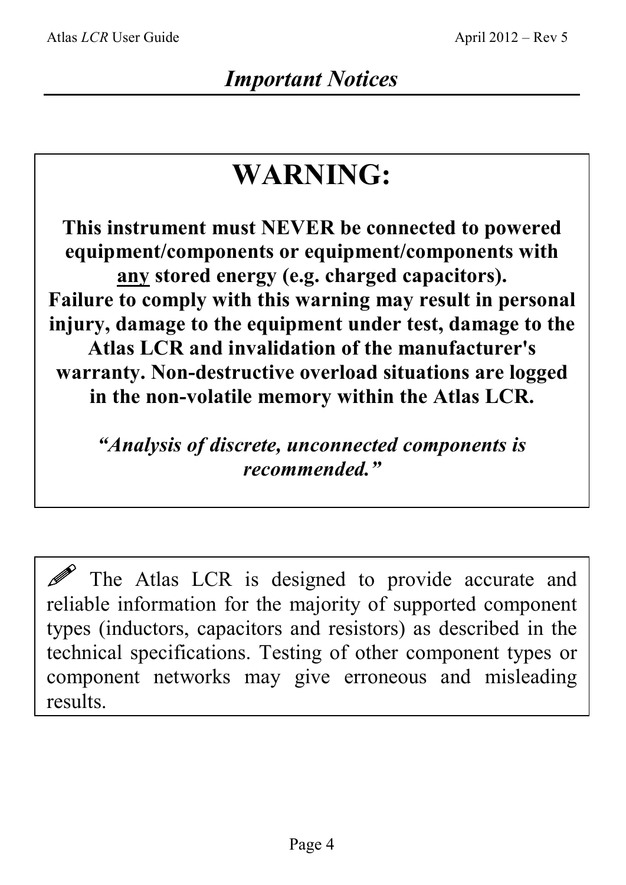## *Important Notices*

# WARNING:

**This instrument must NEVER be connected to powered equipment/components or equipment/components with <u>any</u> stored energy (e.g. charged capacitors). Failure to comply with this warning may result in personal injury, damage to the equipment under test, damage to the Atlas LCR and invalidation of the manufacturer's warranty. Non-destructive overload situations are logged in the non-volatile memory within the Atlas LCR.**

***"Analysis of discrete, unconnected components is recommended."***

✐ The Atlas LCR is designed to provide accurate and reliable information for the majority of supported component types (inductors, capacitors and resistors) as described in the technical specifications. Testing of other component types or component networks may give erroneous and misleading results.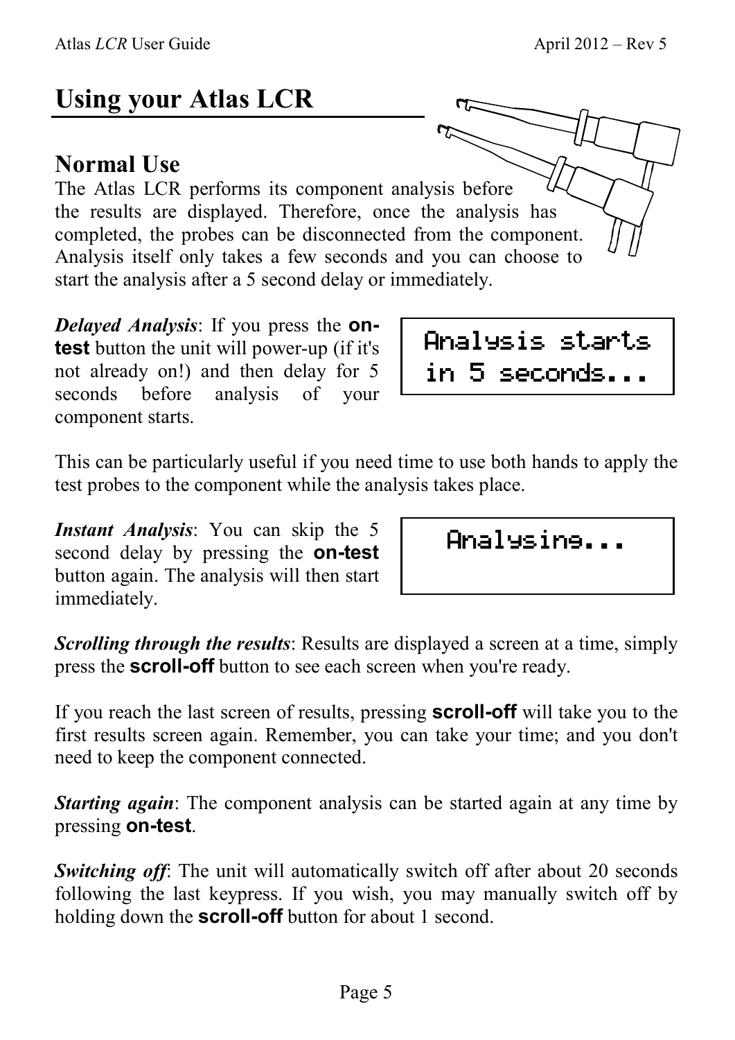# Using your Atlas LCR

## Normal Use

The Atlas LCR performs its component analysis before the results are displayed. Therefore, once the analysis has completed, the probes can be disconnected from the component. Analysis itself only takes a few seconds and you can choose to start the analysis after a 5 second delay or immediately.

***Delayed Analysis***: If you press the **on-test** button the unit will power-up (if it's not already on!) and then delay for 5 seconds before analysis of your component starts.

```
Analysis starts
in 5 seconds...
```

This can be particularly useful if you need time to use both hands to apply the test probes to the component while the analysis takes place.

***Instant Analysis***: You can skip the 5 second delay by pressing the **on-test** button again. The analysis will then start immediately.

```
Analysing...
```

***Scrolling through the results***: Results are displayed a screen at a time, simply press the **scroll-off** button to see each screen when you're ready.

If you reach the last screen of results, pressing **scroll-off** will take you to the first results screen again. Remember, you can take your time; and you don't need to keep the component connected.

***Starting again***: The component analysis can be started again at any time by pressing **on-test**.

***Switching off***: The unit will automatically switch off after about 20 seconds following the last keypress. If you wish, you may manually switch off by holding down the **scroll-off** button for about 1 second.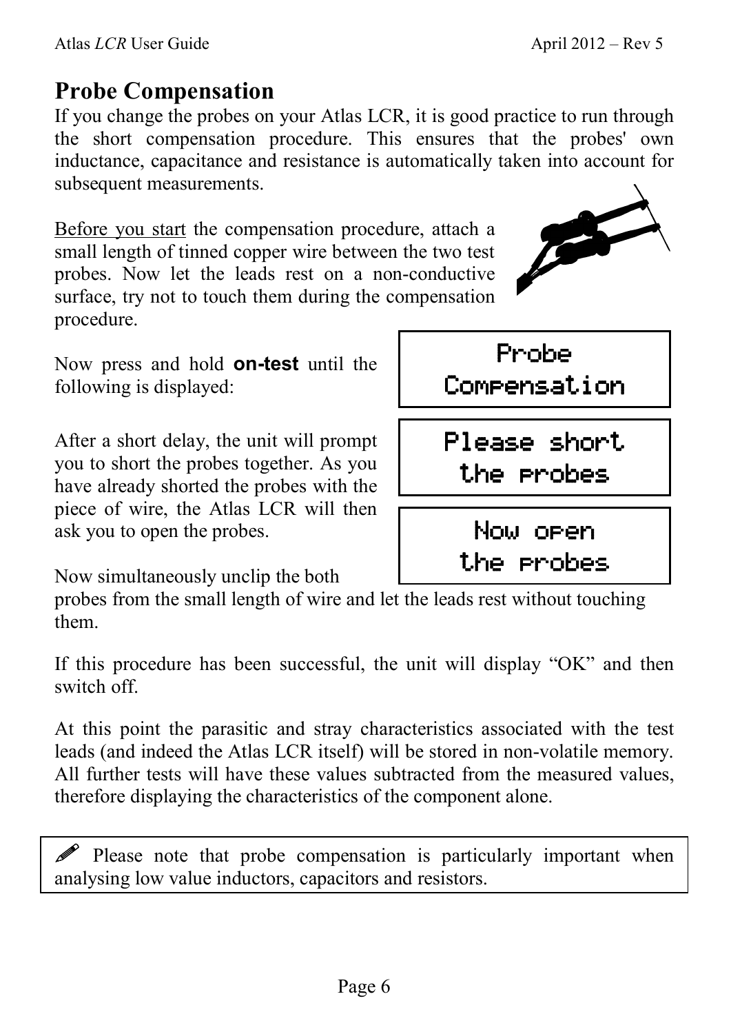# Probe Compensation

If you change the probes on your Atlas LCR, it is good practice to run through the short compensation procedure. This ensures that the probes' own inductance, capacitance and resistance is automatically taken into account for subsequent measurements.

Before you start the compensation procedure, attach a small length of tinned copper wire between the two test probes. Now let the leads rest on a non-conductive surface, try not to touch them during the compensation procedure.

Now press and hold **on-test** until the following is displayed:

```
Probe
Compensation
```

After a short delay, the unit will prompt you to short the probes together. As you have already shorted the probes with the piece of wire, the Atlas LCR will then ask you to open the probes.

```
Please short
the probes
```

```
Now open
the probes
```

Now simultaneously unclip the both probes from the small length of wire and let the leads rest without touching them.

If this procedure has been successful, the unit will display "OK" and then switch off.

At this point the parasitic and stray characteristics associated with the test leads (and indeed the Atlas LCR itself) will be stored in non-volatile memory. All further tests will have these values subtracted from the measured values, therefore displaying the characteristics of the component alone.

> ✎ Please note that probe compensation is particularly important when analysing low value inductors, capacitors and resistors.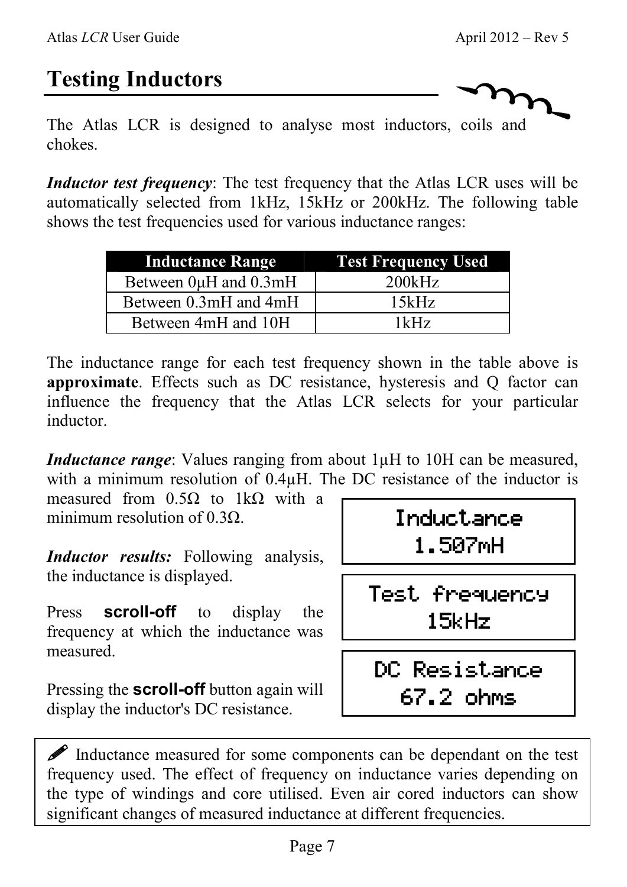# Testing Inductors

The Atlas LCR is designed to analyse most inductors, coils and chokes.

***Inductor test frequency***: The test frequency that the Atlas LCR uses will be automatically selected from 1kHz, 15kHz or 200kHz. The following table shows the test frequencies used for various inductance ranges:

| Inductance Range | Test Frequency Used |
|---|---|
| Between 0µH and 0.3mH | 200kHz |
| Between 0.3mH and 4mH | 15kHz |
| Between 4mH and 10H | 1kHz |

The inductance range for each test frequency shown in the table above is **approximate**. Effects such as DC resistance, hysteresis and Q factor can influence the frequency that the Atlas LCR selects for your particular inductor.

***Inductance range***: Values ranging from about 1µH to 10H can be measured, with a minimum resolution of 0.4µH. The DC resistance of the inductor is measured from 0.5Ω to 1kΩ with a minimum resolution of 0.3Ω.

***Inductor results:*** Following analysis, the inductance is displayed.

```
Inductance
 1.507mH
```

Press **scroll-off** to display the frequency at which the inductance was measured.

```
Test frequency
    15kHz
```

Pressing the **scroll-off** button again will display the inductor's DC resistance.

```
DC Resistance
  67.2 ohms
```

✎ Inductance measured for some components can be dependant on the test frequency used. The effect of frequency on inductance varies depending on the type of windings and core utilised. Even air cored inductors can show significant changes of measured inductance at different frequencies.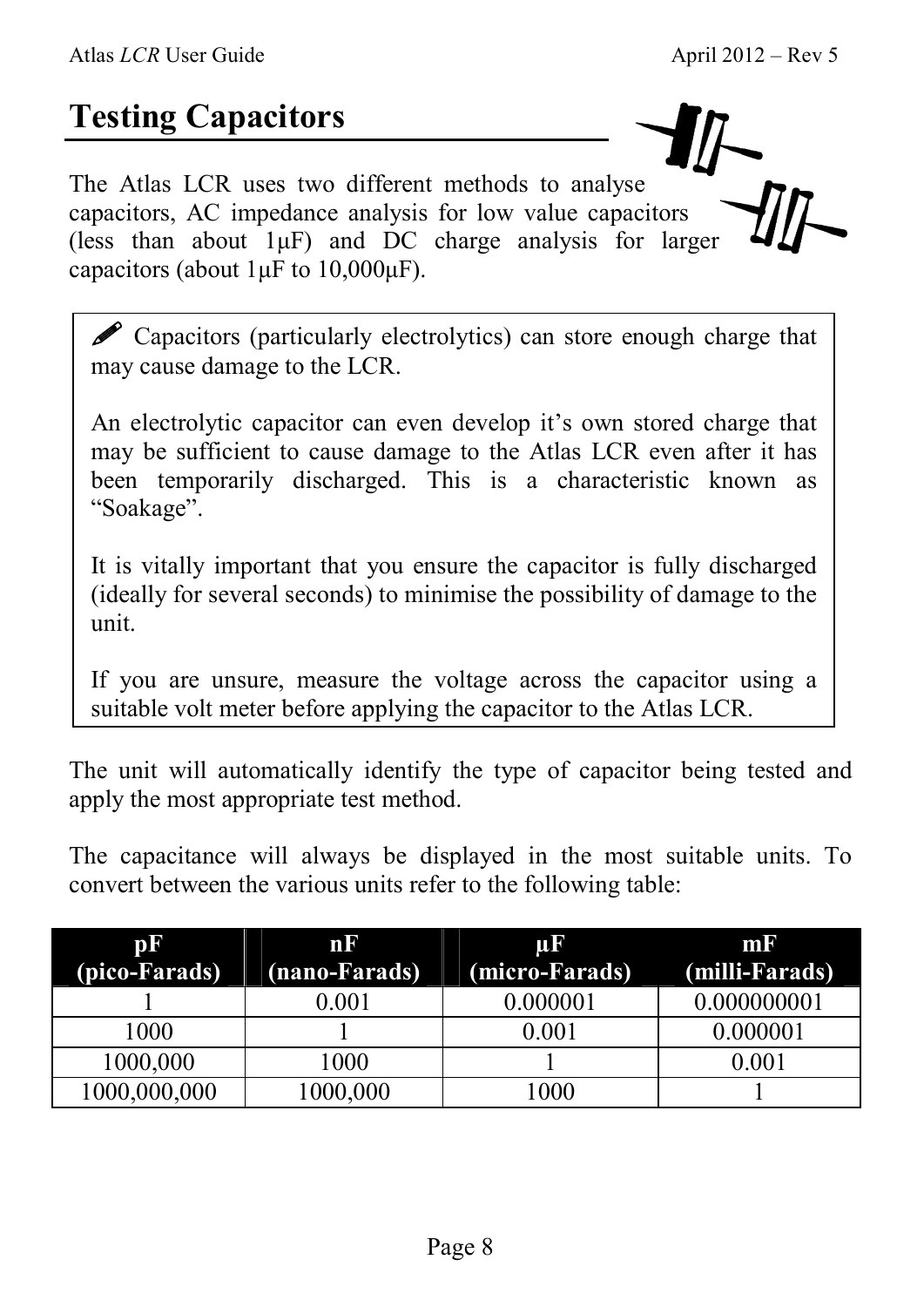## Testing Capacitors

The Atlas LCR uses two different methods to analyse capacitors, AC impedance analysis for low value capacitors (less than about 1µF) and DC charge analysis for larger capacitors (about 1µF to 10,000µF).

> ✎ Capacitors (particularly electrolytics) can store enough charge that may cause damage to the LCR.
>
> An electrolytic capacitor can even develop it's own stored charge that may be sufficient to cause damage to the Atlas LCR even after it has been temporarily discharged. This is a characteristic known as "Soakage".
>
> It is vitally important that you ensure the capacitor is fully discharged (ideally for several seconds) to minimise the possibility of damage to the unit.
>
> If you are unsure, measure the voltage across the capacitor using a suitable volt meter before applying the capacitor to the Atlas LCR.

The unit will automatically identify the type of capacitor being tested and apply the most appropriate test method.

The capacitance will always be displayed in the most suitable units. To convert between the various units refer to the following table:

| pF (pico-Farads) | nF (nano-Farads) | µF (micro-Farads) | mF (milli-Farads) |
|---|---|---|---|
| 1 | 0.001 | 0.000001 | 0.000000001 |
| 1000 | 1 | 0.001 | 0.000001 |
| 1000,000 | 1000 | 1 | 0.001 |
| 1000,000,000 | 1000,000 | 1000 | 1 |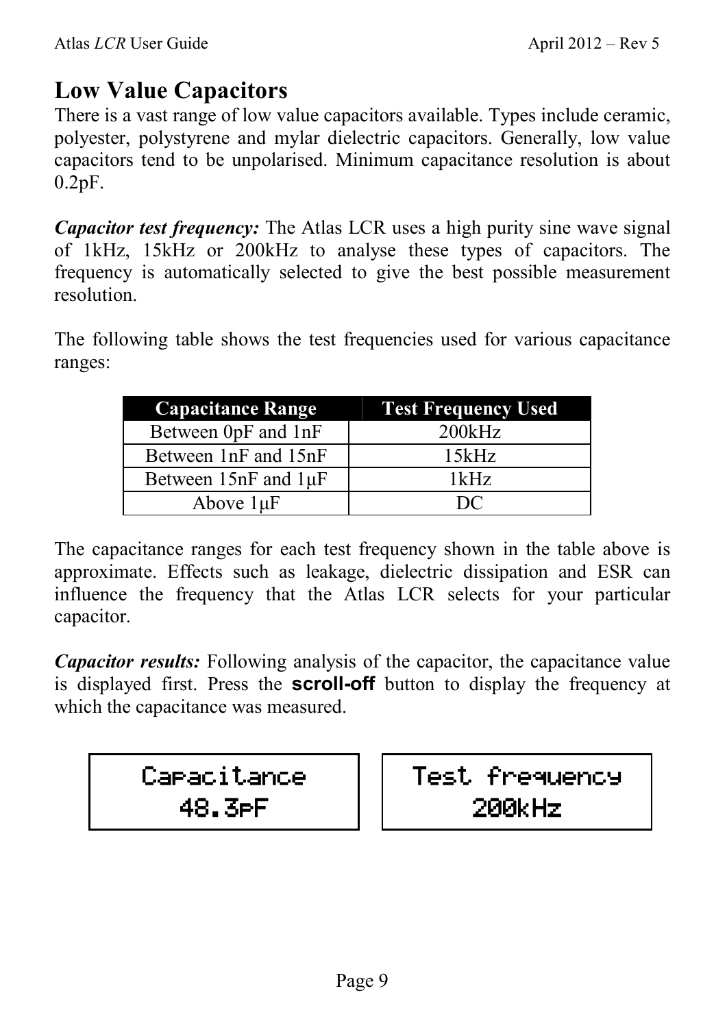## Low Value Capacitors

There is a vast range of low value capacitors available. Types include ceramic, polyester, polystyrene and mylar dielectric capacitors. Generally, low value capacitors tend to be unpolarised. Minimum capacitance resolution is about 0.2pF.

***Capacitor test frequency:*** The Atlas LCR uses a high purity sine wave signal of 1kHz, 15kHz or 200kHz to analyse these types of capacitors. The frequency is automatically selected to give the best possible measurement resolution.

The following table shows the test frequencies used for various capacitance ranges:

| Capacitance Range | Test Frequency Used |
|---|---|
| Between 0pF and 1nF | 200kHz |
| Between 1nF and 15nF | 15kHz |
| Between 15nF and 1µF | 1kHz |
| Above 1µF | DC |

The capacitance ranges for each test frequency shown in the table above is approximate. Effects such as leakage, dielectric dissipation and ESR can influence the frequency that the Atlas LCR selects for your particular capacitor.

***Capacitor results:*** Following analysis of the capacitor, the capacitance value is displayed first. Press the **scroll-off** button to display the frequency at which the capacitance was measured.

```
Capacitance
  48.3pF
```

```
Test frequency
    200kHz
```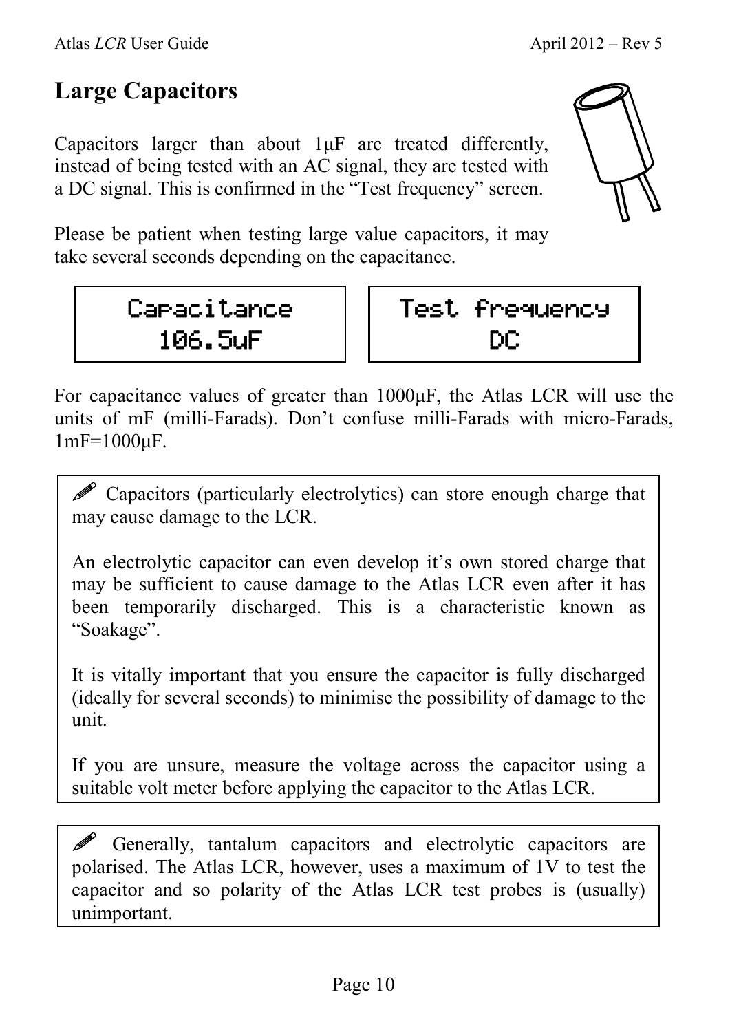# Large Capacitors

Capacitors larger than about 1µF are treated differently, instead of being tested with an AC signal, they are tested with a DC signal. This is confirmed in the "Test frequency" screen.

Please be patient when testing large value capacitors, it may take several seconds depending on the capacitance.

```
Capacitance
  106.5uF
```

```
Test frequency
      DC
```

For capacitance values of greater than 1000µF, the Atlas LCR will use the units of mF (milli-Farads). Don't confuse milli-Farads with micro-Farads, 1mF=1000µF.

> ✐ Capacitors (particularly electrolytics) can store enough charge that may cause damage to the LCR.
>
> An electrolytic capacitor can even develop it's own stored charge that may be sufficient to cause damage to the Atlas LCR even after it has been temporarily discharged. This is a characteristic known as "Soakage".
>
> It is vitally important that you ensure the capacitor is fully discharged (ideally for several seconds) to minimise the possibility of damage to the unit.
>
> If you are unsure, measure the voltage across the capacitor using a suitable volt meter before applying the capacitor to the Atlas LCR.

> ✐ Generally, tantalum capacitors and electrolytic capacitors are polarised. The Atlas LCR, however, uses a maximum of 1V to test the capacitor and so polarity of the Atlas LCR test probes is (usually) unimportant.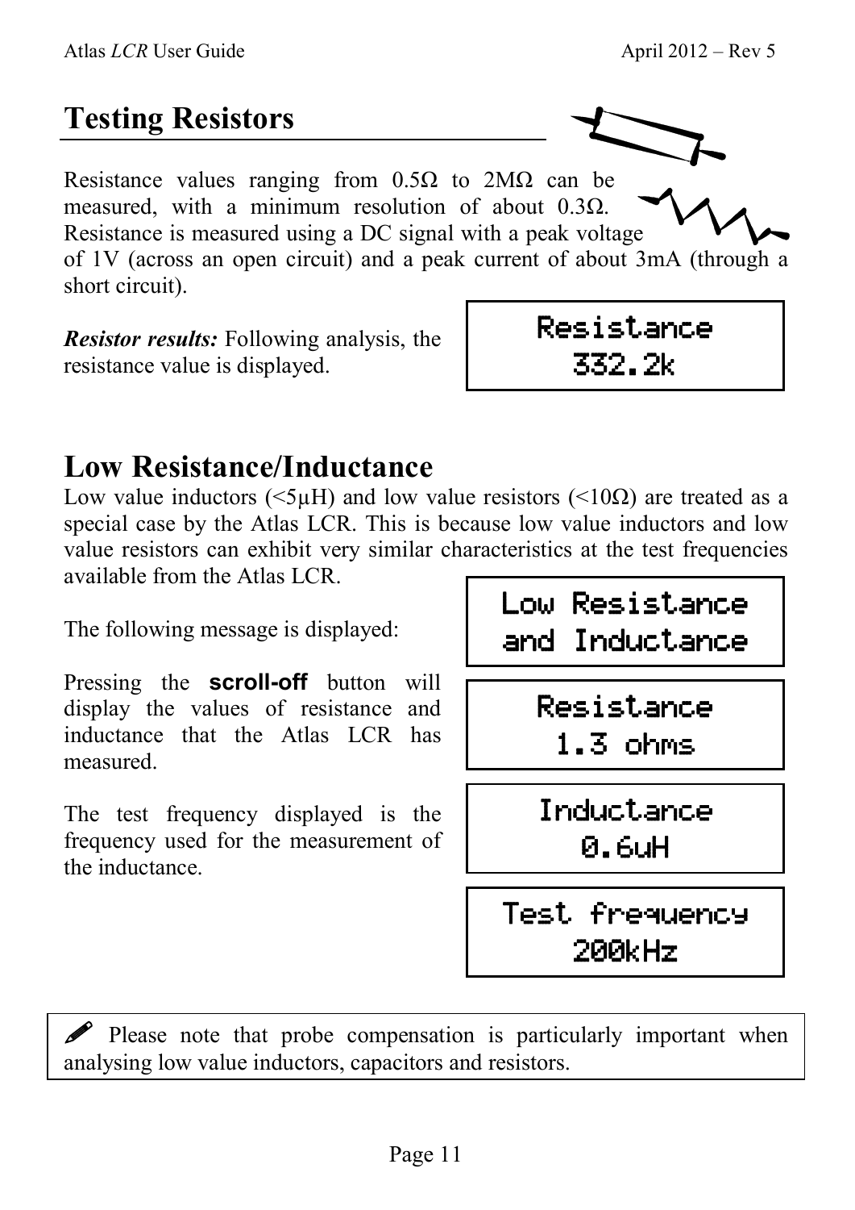# Testing Resistors

Resistance values ranging from 0.5Ω to 2MΩ can be measured, with a minimum resolution of about 0.3Ω. Resistance is measured using a DC signal with a peak voltage of 1V (across an open circuit) and a peak current of about 3mA (through a short circuit).

***Resistor results:*** Following analysis, the resistance value is displayed.

```
Resistance
  332.2k
```

# Low Resistance/Inductance

Low value inductors (<5μH) and low value resistors (<10Ω) are treated as a special case by the Atlas LCR. This is because low value inductors and low value resistors can exhibit very similar characteristics at the test frequencies available from the Atlas LCR.

The following message is displayed:

```
Low Resistance
and Inductance
```

Pressing the **scroll-off** button will display the values of resistance and inductance that the Atlas LCR has measured.

```
Resistance
 1.3 ohms
```

```
Inductance
  0.6uH
```

The test frequency displayed is the frequency used for the measurement of the inductance.

```
Test frequency
   200kHz
```

✎ Please note that probe compensation is particularly important when analysing low value inductors, capacitors and resistors.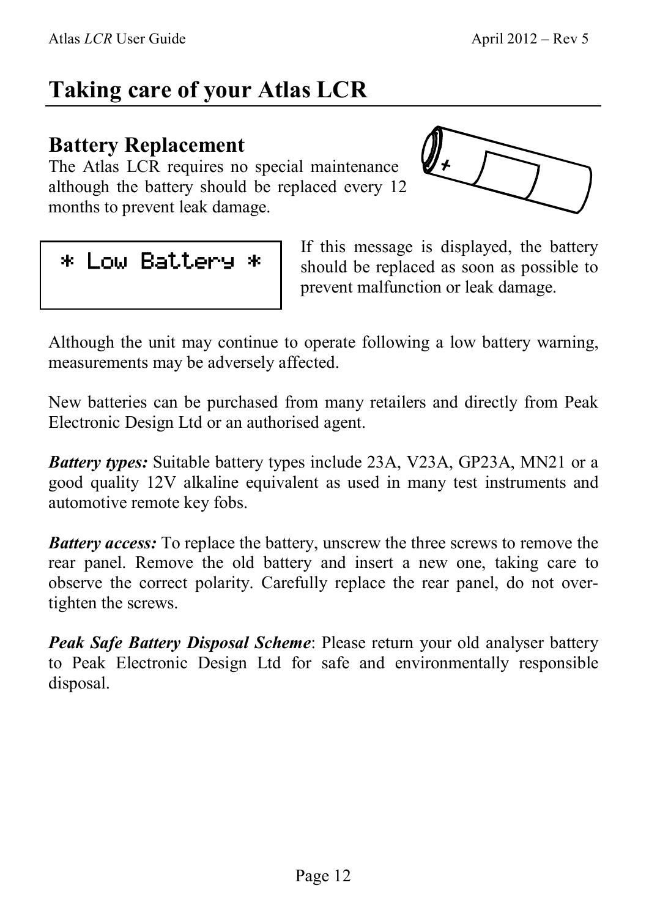# Taking care of your Atlas LCR

## Battery Replacement

The Atlas LCR requires no special maintenance although the battery should be replaced every 12 months to prevent leak damage.

```
* Low Battery *
```

If this message is displayed, the battery should be replaced as soon as possible to prevent malfunction or leak damage.

Although the unit may continue to operate following a low battery warning, measurements may be adversely affected.

New batteries can be purchased from many retailers and directly from Peak Electronic Design Ltd or an authorised agent.

***Battery types:*** Suitable battery types include 23A, V23A, GP23A, MN21 or a good quality 12V alkaline equivalent as used in many test instruments and automotive remote key fobs.

***Battery access:*** To replace the battery, unscrew the three screws to remove the rear panel. Remove the old battery and insert a new one, taking care to observe the correct polarity. Carefully replace the rear panel, do not over-tighten the screws.

***Peak Safe Battery Disposal Scheme***: Please return your old analyser battery to Peak Electronic Design Ltd for safe and environmentally responsible disposal.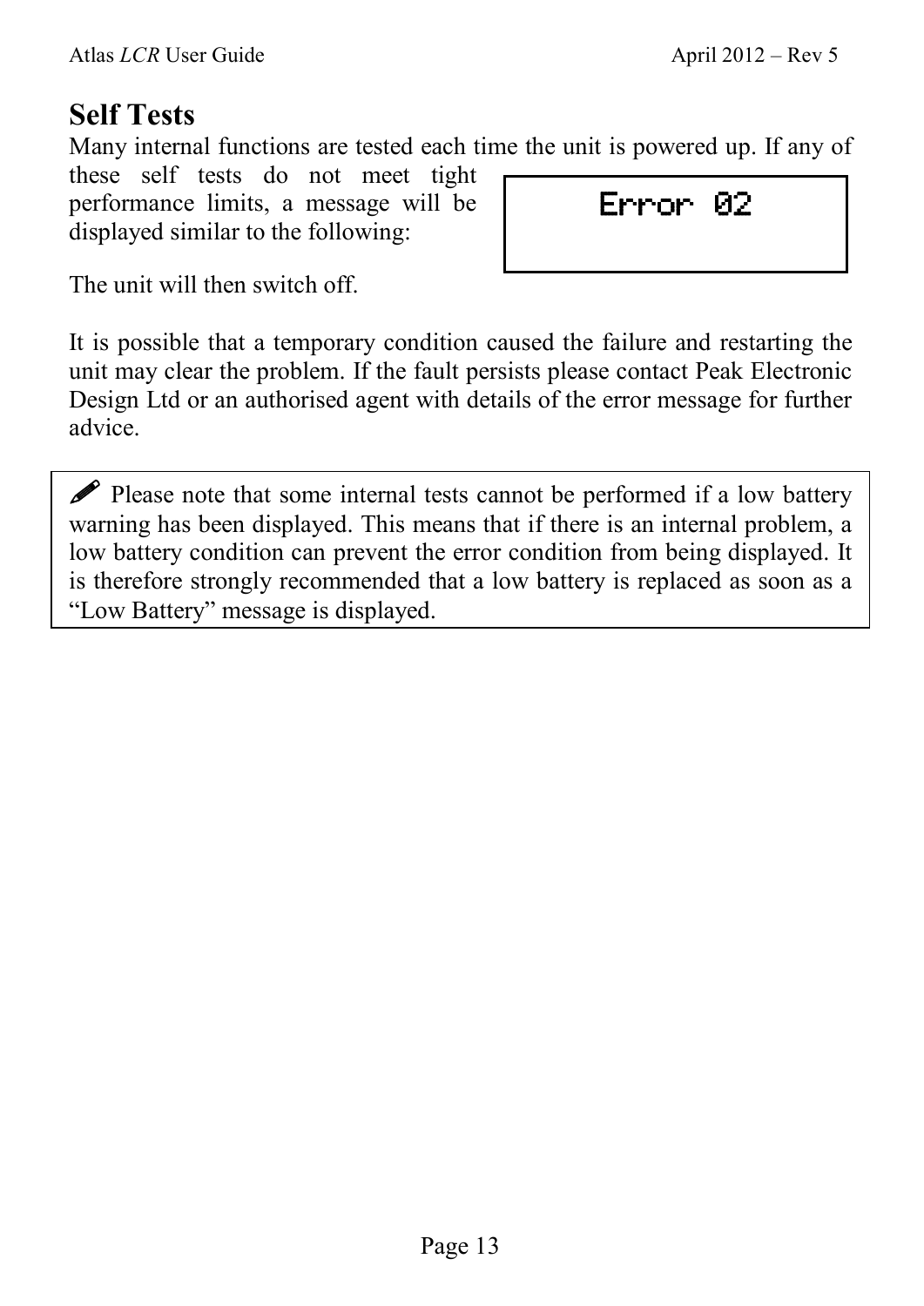## Self Tests

Many internal functions are tested each time the unit is powered up. If any of these self tests do not meet tight performance limits, a message will be displayed similar to the following:

```
Error 02
```

The unit will then switch off.

It is possible that a temporary condition caused the failure and restarting the unit may clear the problem. If the fault persists please contact Peak Electronic Design Ltd or an authorised agent with details of the error message for further advice.

> ✎ Please note that some internal tests cannot be performed if a low battery warning has been displayed. This means that if there is an internal problem, a low battery condition can prevent the error condition from being displayed. It is therefore strongly recommended that a low battery is replaced as soon as a "Low Battery" message is displayed.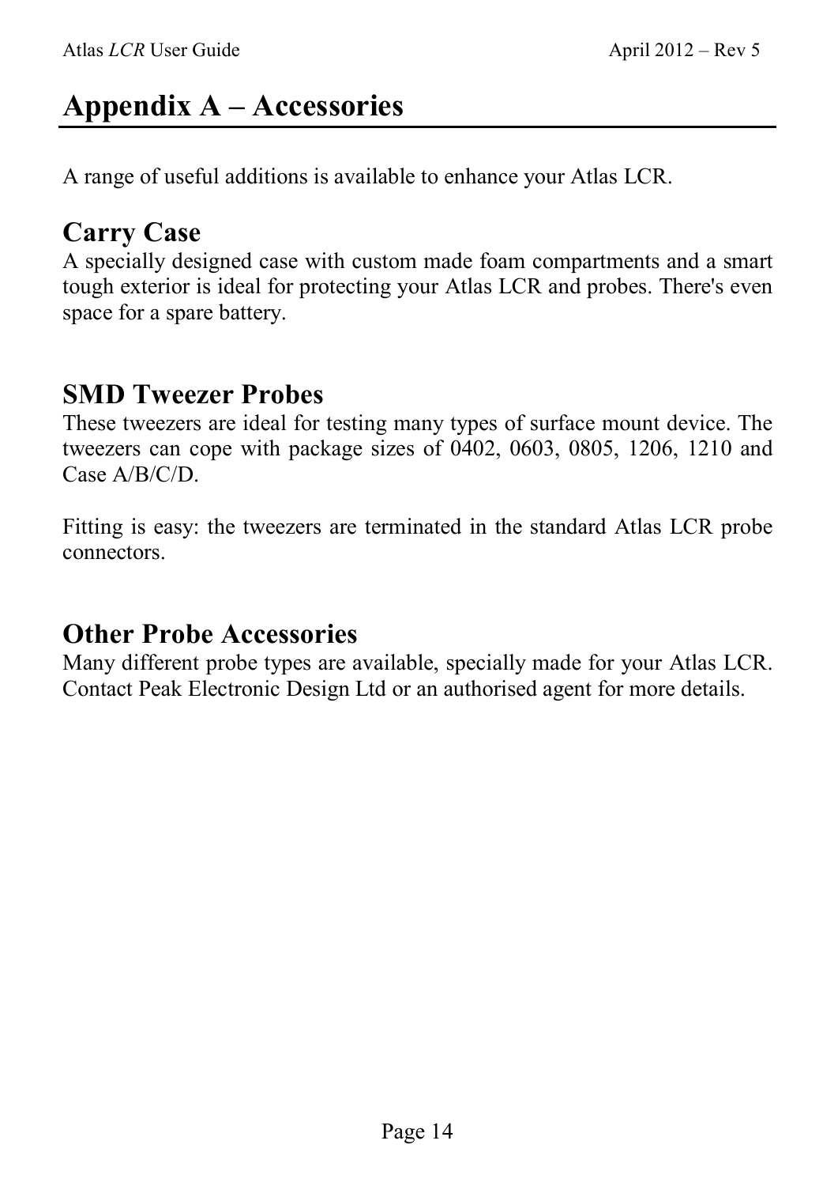# Appendix A – Accessories

A range of useful additions is available to enhance your Atlas LCR.

## Carry Case

A specially designed case with custom made foam compartments and a smart tough exterior is ideal for protecting your Atlas LCR and probes. There's even space for a spare battery.

## SMD Tweezer Probes

These tweezers are ideal for testing many types of surface mount device. The tweezers can cope with package sizes of 0402, 0603, 0805, 1206, 1210 and Case A/B/C/D.

Fitting is easy: the tweezers are terminated in the standard Atlas LCR probe connectors.

## Other Probe Accessories

Many different probe types are available, specially made for your Atlas LCR. Contact Peak Electronic Design Ltd or an authorised agent for more details.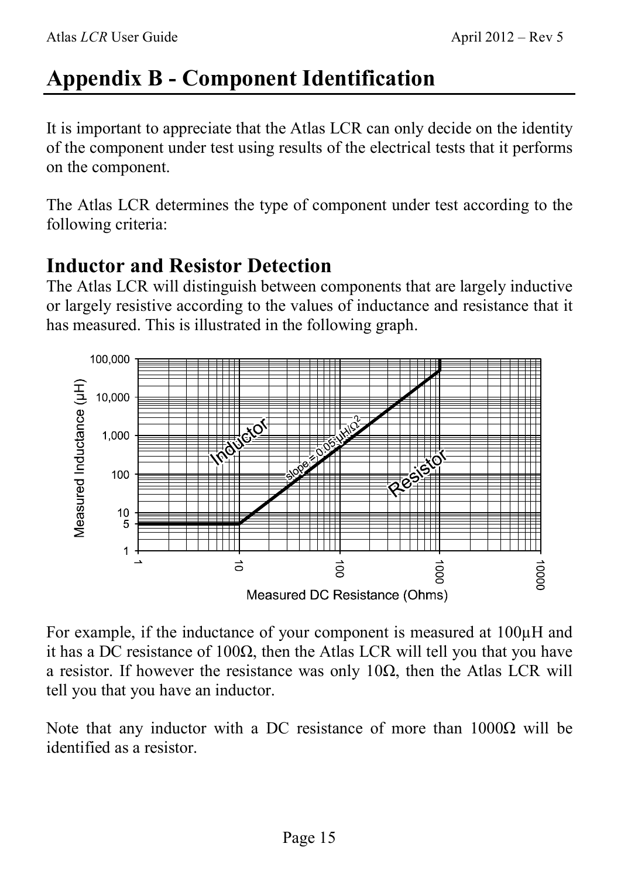# Appendix B - Component Identification

It is important to appreciate that the Atlas LCR can only decide on the identity of the component under test using results of the electrical tests that it performs on the component.

The Atlas LCR determines the type of component under test according to the following criteria:

## Inductor and Resistor Detection

The Atlas LCR will distinguish between components that are largely inductive or largely resistive according to the values of inductance and resistance that it has measured. This is illustrated in the following graph.

For example, if the inductance of your component is measured at 100µH and it has a DC resistance of 100Ω, then the Atlas LCR will tell you that you have a resistor. If however the resistance was only 10Ω, then the Atlas LCR will tell you that you have an inductor.

Note that any inductor with a DC resistance of more than 1000Ω will be identified as a resistor.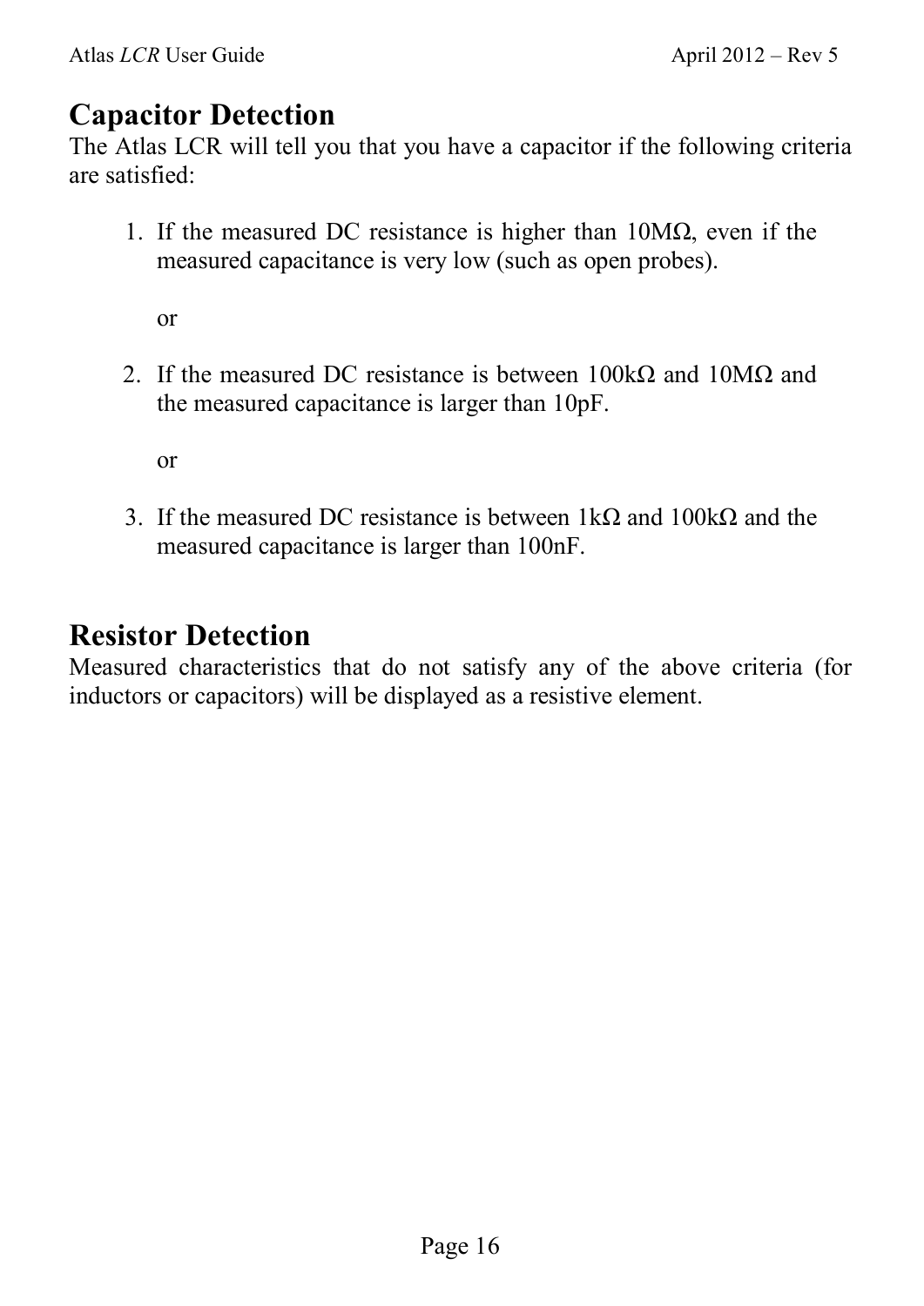## Capacitor Detection

The Atlas LCR will tell you that you have a capacitor if the following criteria are satisfied:

1. If the measured DC resistance is higher than 10MΩ, even if the measured capacitance is very low (such as open probes).

   or

2. If the measured DC resistance is between 100kΩ and 10MΩ and the measured capacitance is larger than 10pF.

   or

3. If the measured DC resistance is between 1kΩ and 100kΩ and the measured capacitance is larger than 100nF.

## Resistor Detection

Measured characteristics that do not satisfy any of the above criteria (for inductors or capacitors) will be displayed as a resistive element.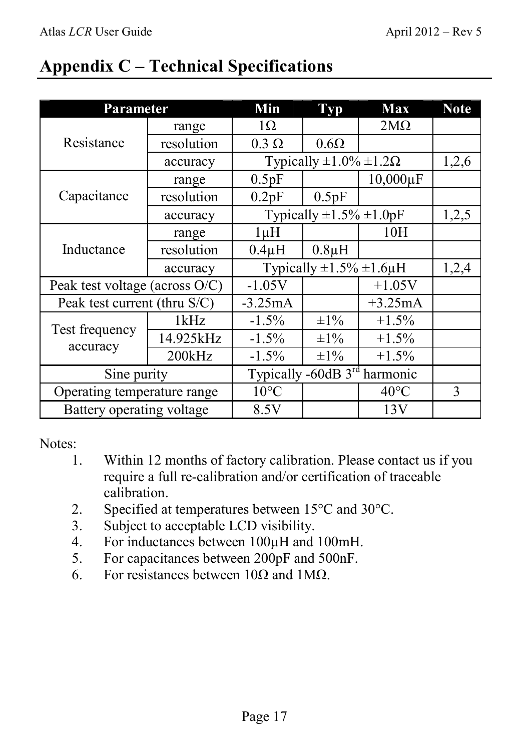# Appendix C – Technical Specifications

| Parameter | | Min | Typ | Max | Note |
|---|---|---|---|---|---|
| Resistance | range | 1Ω | | 2MΩ | |
| | resolution | 0.3 Ω | 0.6Ω | | |
| | accuracy | Typically ±1.0% ±1.2Ω | | | 1,2,6 |
| Capacitance | range | 0.5pF | | 10,000µF | |
| | resolution | 0.2pF | 0.5pF | | |
| | accuracy | Typically ±1.5% ±1.0pF | | | 1,2,5 |
| Inductance | range | 1µH | | 10H | |
| | resolution | 0.4µH | 0.8µH | | |
| | accuracy | Typically ±1.5% ±1.6µH | | | 1,2,4 |
| Peak test voltage (across O/C) | | -1.05V | | +1.05V | |
| Peak test current (thru S/C) | | -3.25mA | | +3.25mA | |
| Test frequency accuracy | 1kHz | -1.5% | ±1% | +1.5% | |
| | 14.925kHz | -1.5% | ±1% | +1.5% | |
| | 200kHz | -1.5% | ±1% | +1.5% | |
| Sine purity | | Typically -60dB 3rd harmonic | | | |
| Operating temperature range | | 10°C | | 40°C | 3 |
| Battery operating voltage | | 8.5V | | 13V | |

Notes:

1. Within 12 months of factory calibration. Please contact us if you require a full re-calibration and/or certification of traceable calibration.
2. Specified at temperatures between 15°C and 30°C.
3. Subject to acceptable LCD visibility.
4. For inductances between 100µH and 100mH.
5. For capacitances between 200pF and 500nF.
6. For resistances between 10Ω and 1MΩ.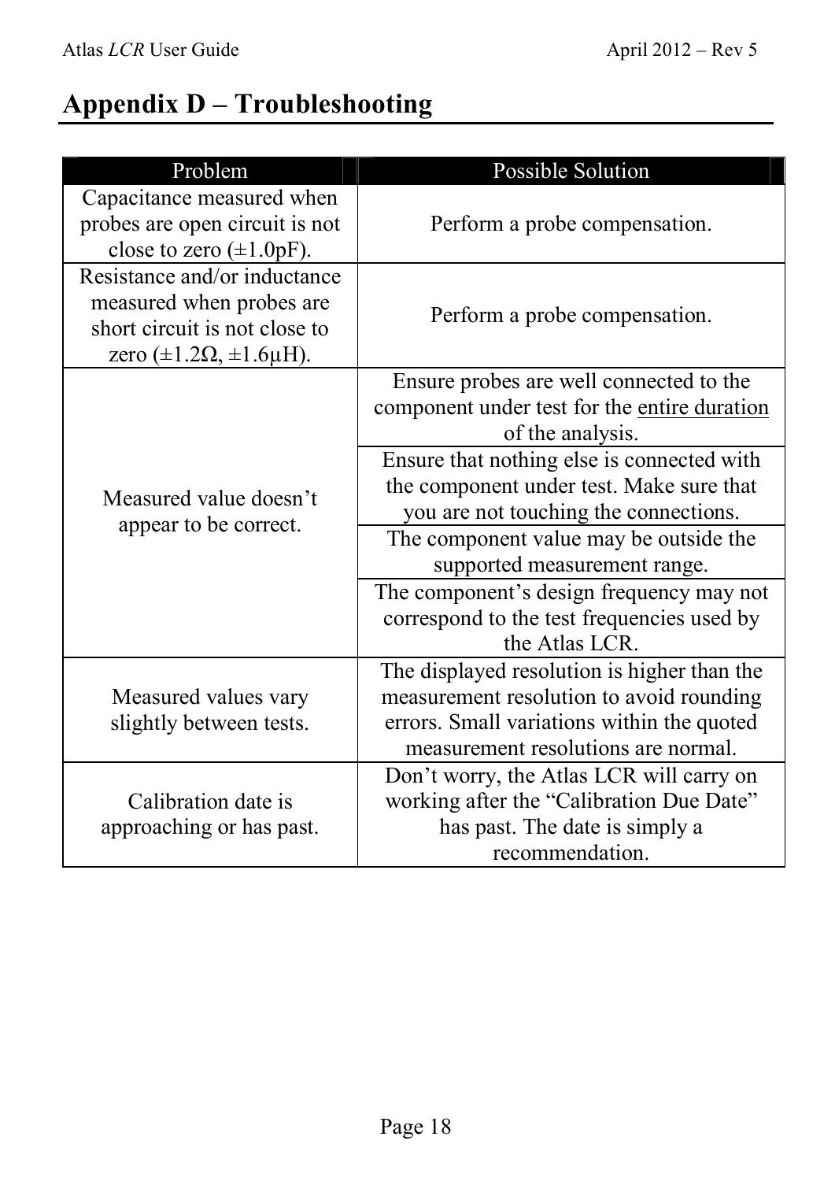# Appendix D – Troubleshooting

| Problem | Possible Solution |
|---|---|
| Capacitance measured when probes are open circuit is not close to zero (±1.0pF). | Perform a probe compensation. |
| Resistance and/or inductance measured when probes are short circuit is not close to zero (±1.2Ω, ±1.6µH). | Perform a probe compensation. |
| Measured value doesn't appear to be correct. | Ensure probes are well connected to the component under test for the entire duration of the analysis. |
| | Ensure that nothing else is connected with the component under test. Make sure that you are not touching the connections. |
| | The component value may be outside the supported measurement range. |
| | The component's design frequency may not correspond to the test frequencies used by the Atlas LCR. |
| Measured values vary slightly between tests. | The displayed resolution is higher than the measurement resolution to avoid rounding errors. Small variations within the quoted measurement resolutions are normal. |
| Calibration date is approaching or has past. | Don't worry, the Atlas LCR will carry on working after the "Calibration Due Date" has past. The date is simply a recommendation. |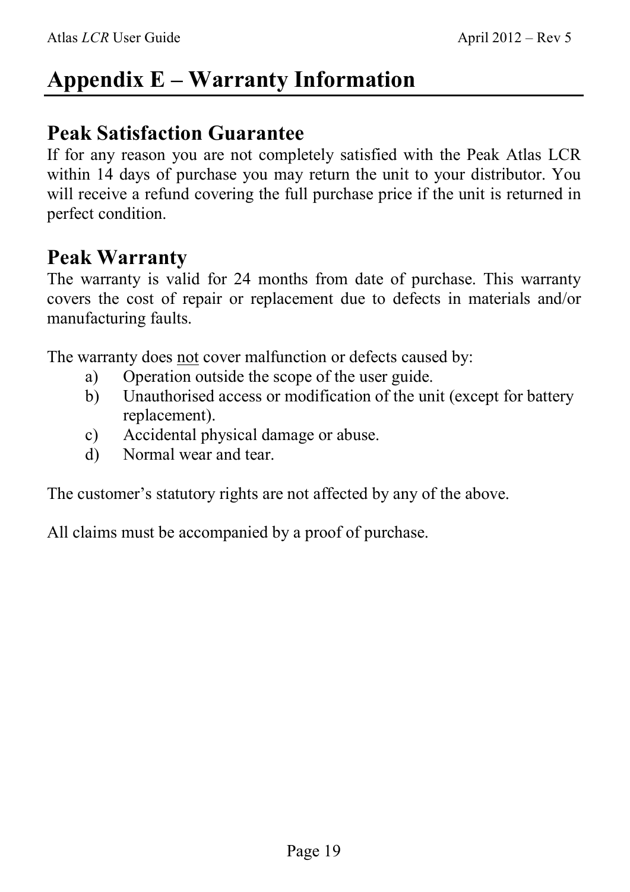# Appendix E – Warranty Information

## Peak Satisfaction Guarantee

If for any reason you are not completely satisfied with the Peak Atlas LCR within 14 days of purchase you may return the unit to your distributor. You will receive a refund covering the full purchase price if the unit is returned in perfect condition.

## Peak Warranty

The warranty is valid for 24 months from date of purchase. This warranty covers the cost of repair or replacement due to defects in materials and/or manufacturing faults.

The warranty does <u>not</u> cover malfunction or defects caused by:

a) Operation outside the scope of the user guide.
b) Unauthorised access or modification of the unit (except for battery replacement).
c) Accidental physical damage or abuse.
d) Normal wear and tear.

The customer's statutory rights are not affected by any of the above.

All claims must be accompanied by a proof of purchase.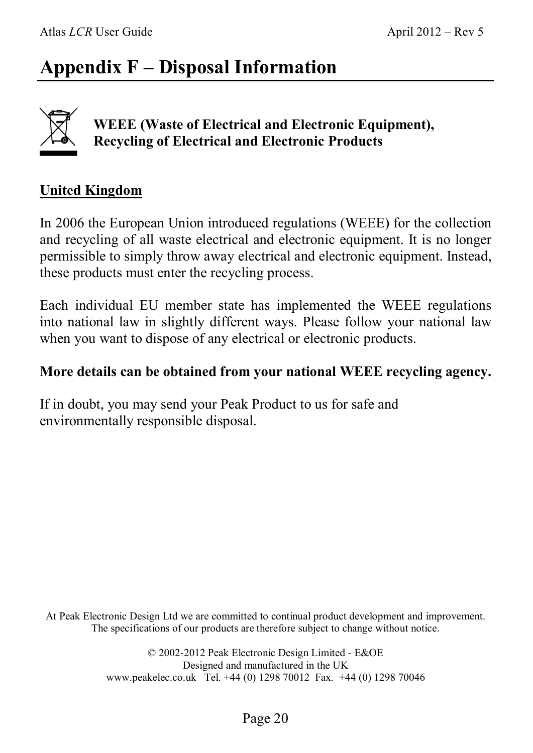# Appendix F – Disposal Information

**WEEE (Waste of Electrical and Electronic Equipment), Recycling of Electrical and Electronic Products**

**United Kingdom**

In 2006 the European Union introduced regulations (WEEE) for the collection and recycling of all waste electrical and electronic equipment. It is no longer permissible to simply throw away electrical and electronic equipment. Instead, these products must enter the recycling process.

Each individual EU member state has implemented the WEEE regulations into national law in slightly different ways. Please follow your national law when you want to dispose of any electrical or electronic products.

**More details can be obtained from your national WEEE recycling agency.**

If in doubt, you may send your Peak Product to us for safe and environmentally responsible disposal.

At Peak Electronic Design Ltd we are committed to continual product development and improvement. The specifications of our products are therefore subject to change without notice.

© 2002-2012 Peak Electronic Design Limited - E&OE
Designed and manufactured in the UK
www.peakelec.co.uk Tel. +44 (0) 1298 70012 Fax. +44 (0) 1298 70046